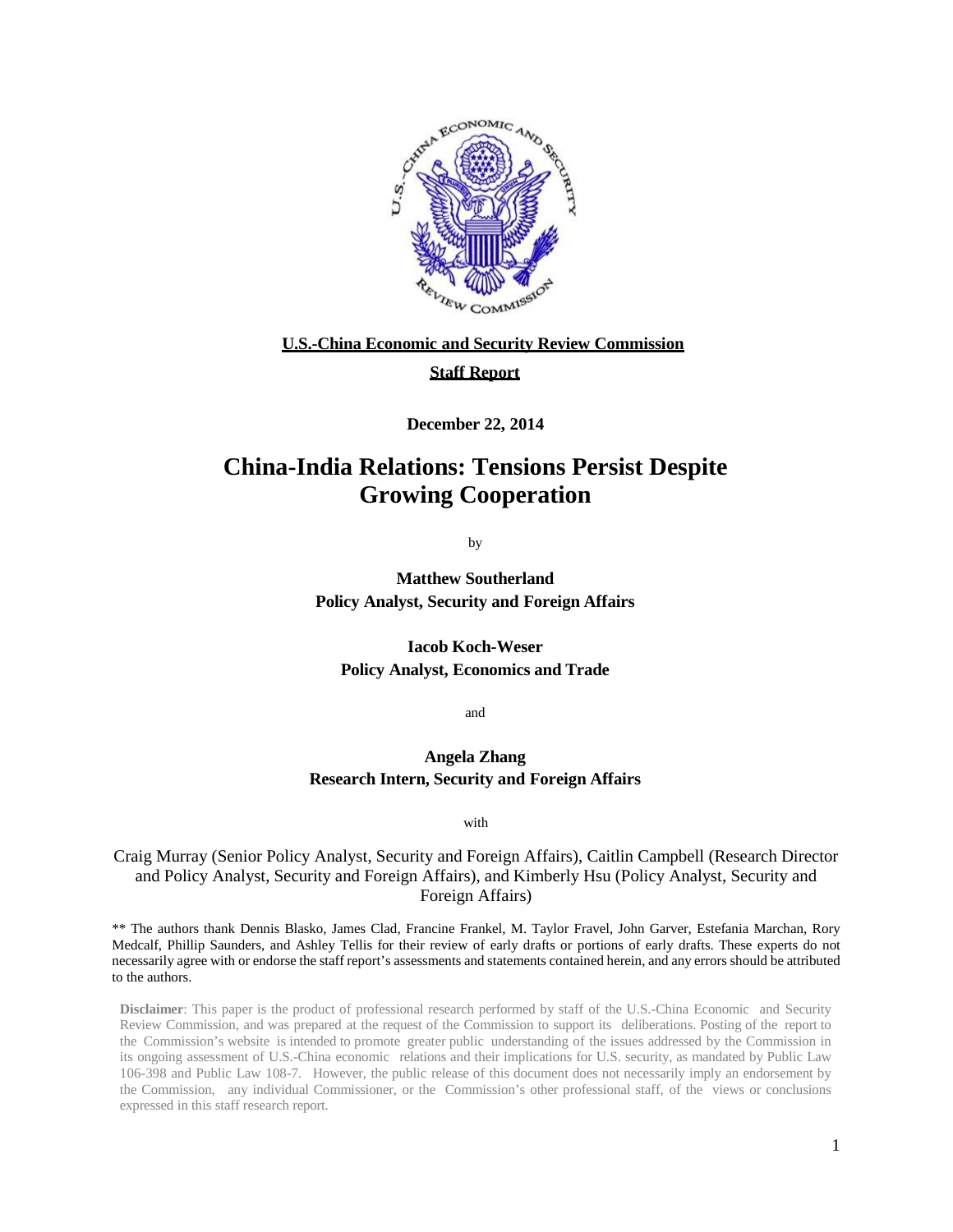**U.S.-China Economic and Security Review Commission**

**Staff Report**

**December 22, 2014**

# China-India Relations: Tensions Persist Despite Growing Cooperation

by

**Matthew Southerland**
**Policy Analyst, Security and Foreign Affairs**

**Iacob Koch-Weser**
**Policy Analyst, Economics and Trade**

and

**Angela Zhang**
**Research Intern, Security and Foreign Affairs**

with

Craig Murray (Senior Policy Analyst, Security and Foreign Affairs), Caitlin Campbell (Research Director and Policy Analyst, Security and Foreign Affairs), and Kimberly Hsu (Policy Analyst, Security and Foreign Affairs)

** The authors thank Dennis Blasko, James Clad, Francine Frankel, M. Taylor Fravel, John Garver, Estefania Marchan, Rory Medcalf, Phillip Saunders, and Ashley Tellis for their review of early drafts or portions of early drafts. These experts do not necessarily agree with or endorse the staff report's assessments and statements contained herein, and any errors should be attributed to the authors.

**Disclaimer**: This paper is the product of professional research performed by staff of the U.S.-China Economic and Security Review Commission, and was prepared at the request of the Commission to support its deliberations. Posting of the report to the Commission's website is intended to promote greater public understanding of the issues addressed by the Commission in its ongoing assessment of U.S.-China economic relations and their implications for U.S. security, as mandated by Public Law 106-398 and Public Law 108-7. However, the public release of this document does not necessarily imply an endorsement by the Commission, any individual Commissioner, or the Commission's other professional staff, of the views or conclusions expressed in this staff research report.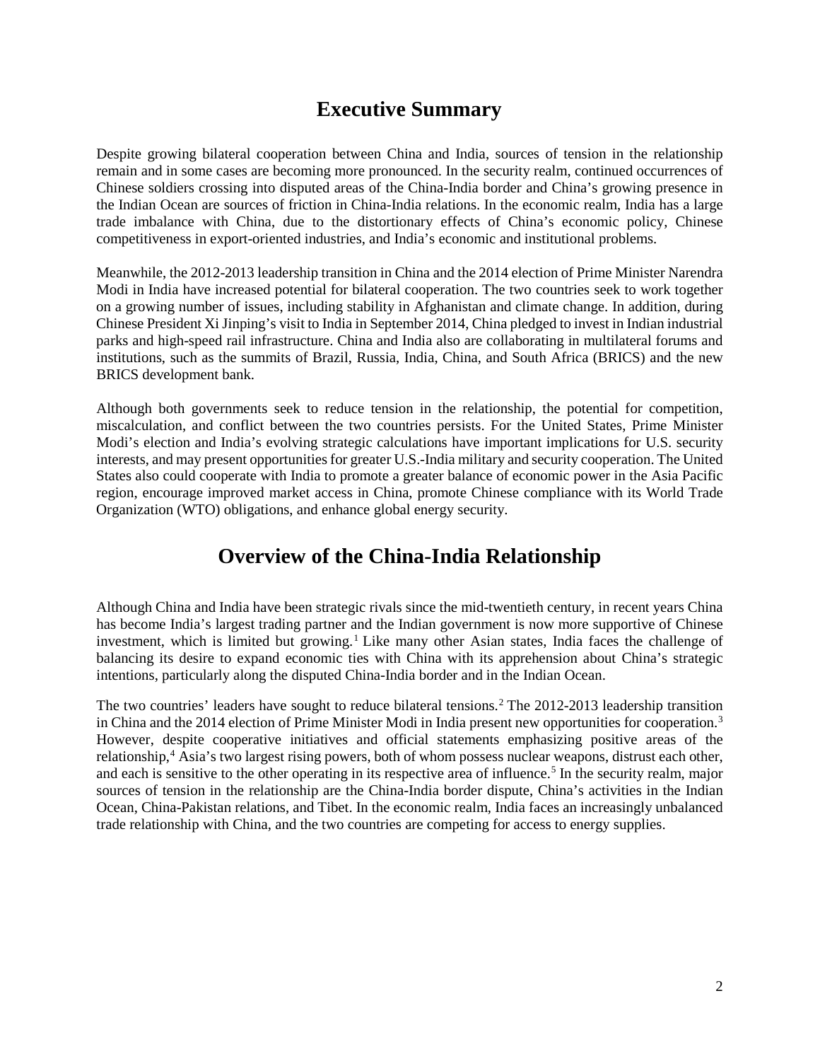# Executive Summary

Despite growing bilateral cooperation between China and India, sources of tension in the relationship remain and in some cases are becoming more pronounced. In the security realm, continued occurrences of Chinese soldiers crossing into disputed areas of the China-India border and China's growing presence in the Indian Ocean are sources of friction in China-India relations. In the economic realm, India has a large trade imbalance with China, due to the distortionary effects of China's economic policy, Chinese competitiveness in export-oriented industries, and India's economic and institutional problems.

Meanwhile, the 2012-2013 leadership transition in China and the 2014 election of Prime Minister Narendra Modi in India have increased potential for bilateral cooperation. The two countries seek to work together on a growing number of issues, including stability in Afghanistan and climate change. In addition, during Chinese President Xi Jinping's visit to India in September 2014, China pledged to invest in Indian industrial parks and high-speed rail infrastructure. China and India also are collaborating in multilateral forums and institutions, such as the summits of Brazil, Russia, India, China, and South Africa (BRICS) and the new BRICS development bank.

Although both governments seek to reduce tension in the relationship, the potential for competition, miscalculation, and conflict between the two countries persists. For the United States, Prime Minister Modi's election and India's evolving strategic calculations have important implications for U.S. security interests, and may present opportunities for greater U.S.-India military and security cooperation. The United States also could cooperate with India to promote a greater balance of economic power in the Asia Pacific region, encourage improved market access in China, promote Chinese compliance with its World Trade Organization (WTO) obligations, and enhance global energy security.

# Overview of the China-India Relationship

Although China and India have been strategic rivals since the mid-twentieth century, in recent years China has become India's largest trading partner and the Indian government is now more supportive of Chinese investment, which is limited but growing.[1] Like many other Asian states, India faces the challenge of balancing its desire to expand economic ties with China with its apprehension about China's strategic intentions, particularly along the disputed China-India border and in the Indian Ocean.

The two countries' leaders have sought to reduce bilateral tensions.[2] The 2012-2013 leadership transition in China and the 2014 election of Prime Minister Modi in India present new opportunities for cooperation.[3] However, despite cooperative initiatives and official statements emphasizing positive areas of the relationship,[4] Asia's two largest rising powers, both of whom possess nuclear weapons, distrust each other, and each is sensitive to the other operating in its respective area of influence.[5] In the security realm, major sources of tension in the relationship are the China-India border dispute, China's activities in the Indian Ocean, China-Pakistan relations, and Tibet. In the economic realm, India faces an increasingly unbalanced trade relationship with China, and the two countries are competing for access to energy supplies.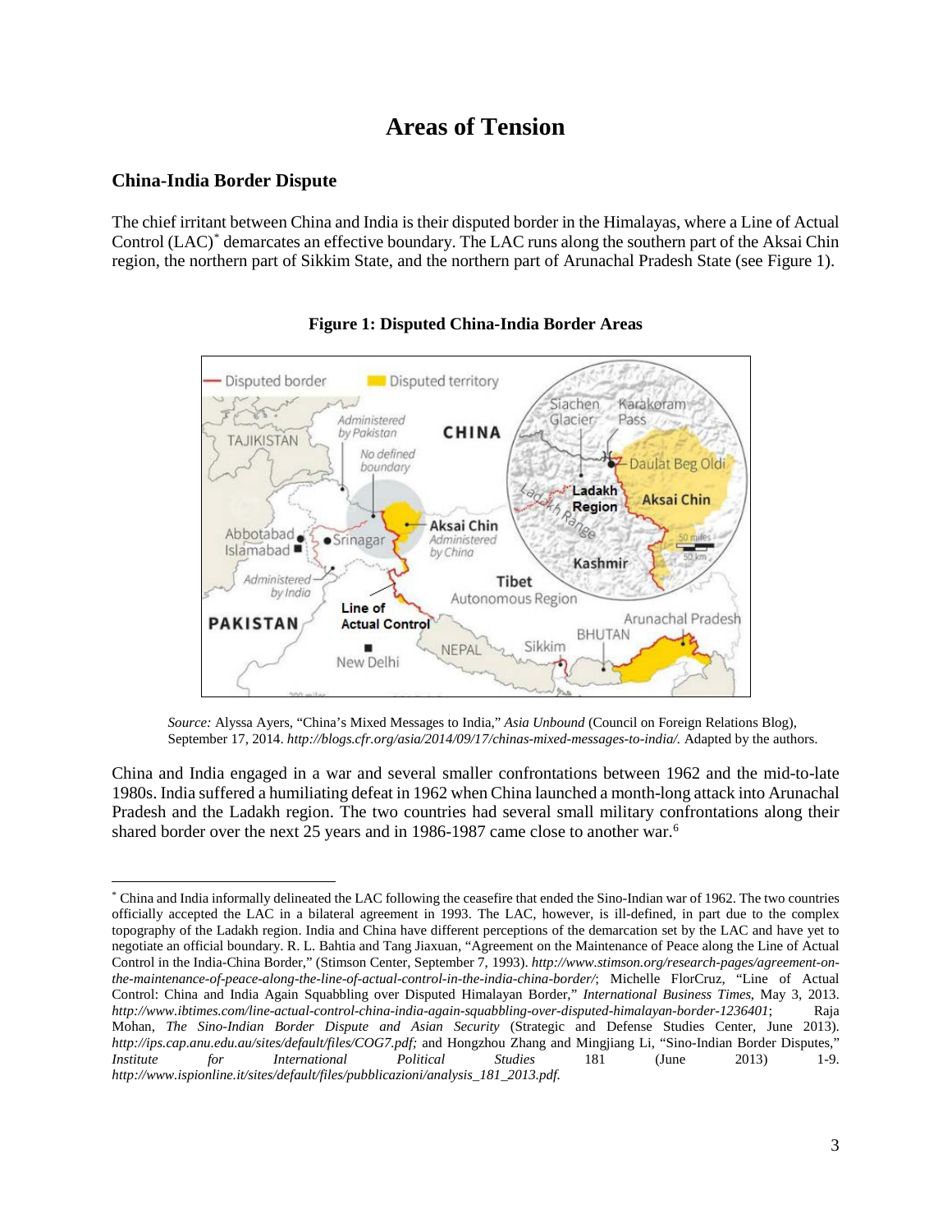# Areas of Tension

## China-India Border Dispute

The chief irritant between China and India is their disputed border in the Himalayas, where a Line of Actual Control (LAC)* demarcates an effective boundary. The LAC runs along the southern part of the Aksai Chin region, the northern part of Sikkim State, and the northern part of Arunachal Pradesh State (see Figure 1).

**Figure 1: Disputed China-India Border Areas**

*Source:* Alyssa Ayers, "China's Mixed Messages to India," *Asia Unbound* (Council on Foreign Relations Blog), September 17, 2014. *http://blogs.cfr.org/asia/2014/09/17/chinas-mixed-messages-to-india/.* Adapted by the authors.

China and India engaged in a war and several smaller confrontations between 1962 and the mid-to-late 1980s. India suffered a humiliating defeat in 1962 when China launched a month-long attack into Arunachal Pradesh and the Ladakh region. The two countries had several small military confrontations along their shared border over the next 25 years and in 1986-1987 came close to another war.[6]

---

* China and India informally delineated the LAC following the ceasefire that ended the Sino-Indian war of 1962. The two countries officially accepted the LAC in a bilateral agreement in 1993. The LAC, however, is ill-defined, in part due to the complex topography of the Ladakh region. India and China have different perceptions of the demarcation set by the LAC and have yet to negotiate an official boundary. R. L. Bahtia and Tang Jiaxuan, "Agreement on the Maintenance of Peace along the Line of Actual Control in the India-China Border," (Stimson Center, September 7, 1993). *http://www.stimson.org/research-pages/agreement-on-the-maintenance-of-peace-along-the-line-of-actual-control-in-the-india-china-border/*; Michelle FlorCruz, "Line of Actual Control: China and India Again Squabbling over Disputed Himalayan Border," *International Business Times*, May 3, 2013. *http://www.ibtimes.com/line-actual-control-china-india-again-squabbling-over-disputed-himalayan-border-1236401*; Raja Mohan, *The Sino-Indian Border Dispute and Asian Security* (Strategic and Defense Studies Center, June 2013). *http://ips.cap.anu.edu.au/sites/default/files/COG7.pdf;* and Hongzhou Zhang and Mingjiang Li, "Sino-Indian Border Disputes," *Institute for International Political Studies* 181 (June 2013) 1-9. *http://www.ispionline.it/sites/default/files/pubblicazioni/analysis_181_2013.pdf.*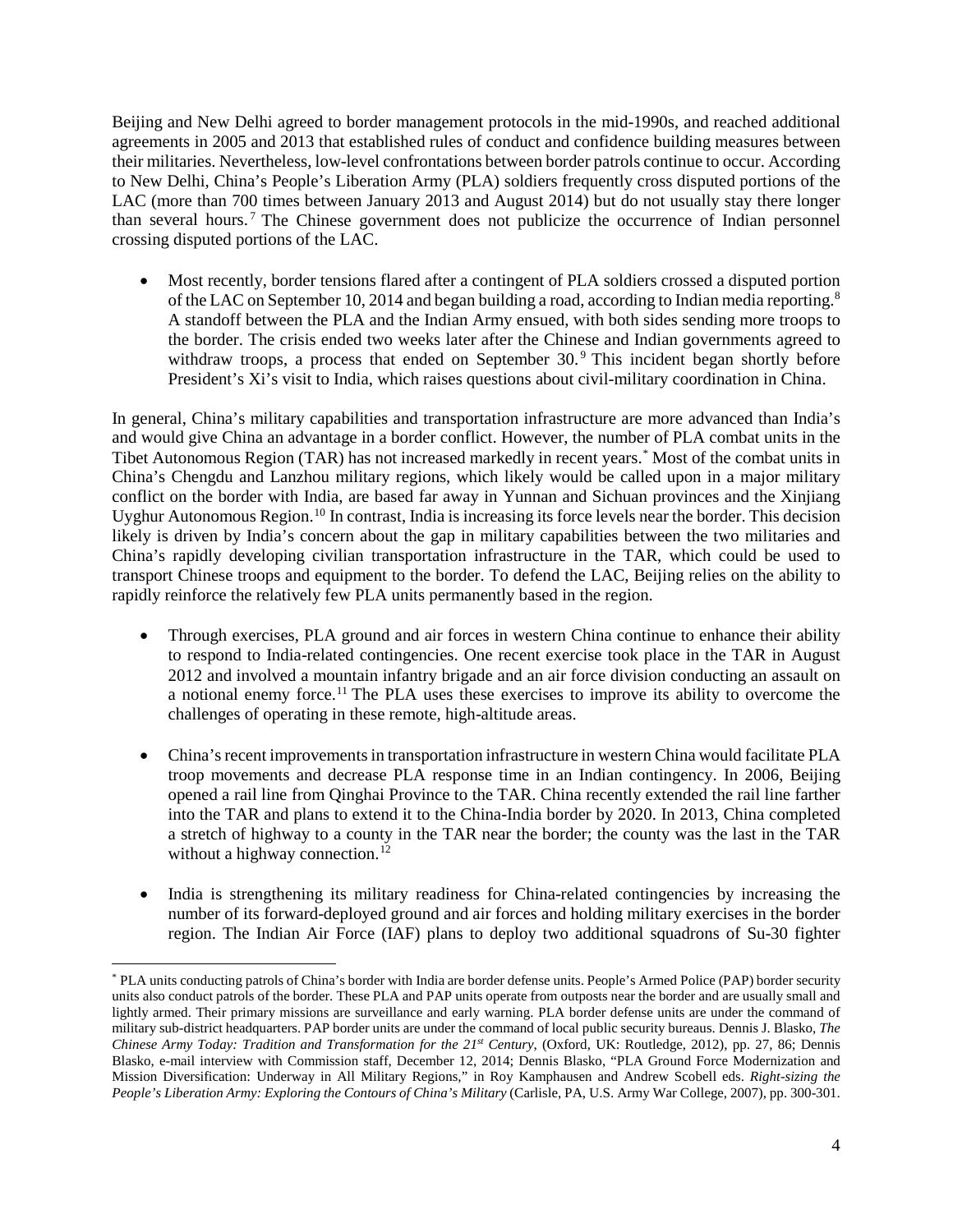Beijing and New Delhi agreed to border management protocols in the mid-1990s, and reached additional agreements in 2005 and 2013 that established rules of conduct and confidence building measures between their militaries. Nevertheless, low-level confrontations between border patrols continue to occur. According to New Delhi, China's People's Liberation Army (PLA) soldiers frequently cross disputed portions of the LAC (more than 700 times between January 2013 and August 2014) but do not usually stay there longer than several hours.[7] The Chinese government does not publicize the occurrence of Indian personnel crossing disputed portions of the LAC.

- Most recently, border tensions flared after a contingent of PLA soldiers crossed a disputed portion of the LAC on September 10, 2014 and began building a road, according to Indian media reporting.[8] A standoff between the PLA and the Indian Army ensued, with both sides sending more troops to the border. The crisis ended two weeks later after the Chinese and Indian governments agreed to withdraw troops, a process that ended on September 30.[9] This incident began shortly before President's Xi's visit to India, which raises questions about civil-military coordination in China.

In general, China's military capabilities and transportation infrastructure are more advanced than India's and would give China an advantage in a border conflict. However, the number of PLA combat units in the Tibet Autonomous Region (TAR) has not increased markedly in recent years.[*] Most of the combat units in China's Chengdu and Lanzhou military regions, which likely would be called upon in a major military conflict on the border with India, are based far away in Yunnan and Sichuan provinces and the Xinjiang Uyghur Autonomous Region.[10] In contrast, India is increasing its force levels near the border. This decision likely is driven by India's concern about the gap in military capabilities between the two militaries and China's rapidly developing civilian transportation infrastructure in the TAR, which could be used to transport Chinese troops and equipment to the border. To defend the LAC, Beijing relies on the ability to rapidly reinforce the relatively few PLA units permanently based in the region.

- Through exercises, PLA ground and air forces in western China continue to enhance their ability to respond to India-related contingencies. One recent exercise took place in the TAR in August 2012 and involved a mountain infantry brigade and an air force division conducting an assault on a notional enemy force.[11] The PLA uses these exercises to improve its ability to overcome the challenges of operating in these remote, high-altitude areas.

- China's recent improvements in transportation infrastructure in western China would facilitate PLA troop movements and decrease PLA response time in an Indian contingency. In 2006, Beijing opened a rail line from Qinghai Province to the TAR. China recently extended the rail line farther into the TAR and plans to extend it to the China-India border by 2020. In 2013, China completed a stretch of highway to a county in the TAR near the border; the county was the last in the TAR without a highway connection.[12]

- India is strengthening its military readiness for China-related contingencies by increasing the number of its forward-deployed ground and air forces and holding military exercises in the border region. The Indian Air Force (IAF) plans to deploy two additional squadrons of Su-30 fighter

---

[*] PLA units conducting patrols of China's border with India are border defense units. People's Armed Police (PAP) border security units also conduct patrols of the border. These PLA and PAP units operate from outposts near the border and are usually small and lightly armed. Their primary missions are surveillance and early warning. PLA border defense units are under the command of military sub-district headquarters. PAP border units are under the command of local public security bureaus. Dennis J. Blasko, *The Chinese Army Today: Tradition and Transformation for the 21st Century*, (Oxford, UK: Routledge, 2012), pp. 27, 86; Dennis Blasko, e-mail interview with Commission staff, December 12, 2014; Dennis Blasko, "PLA Ground Force Modernization and Mission Diversification: Underway in All Military Regions," in Roy Kamphausen and Andrew Scobell eds. *Right-sizing the People's Liberation Army: Exploring the Contours of China's Military* (Carlisle, PA, U.S. Army War College, 2007), pp. 300-301.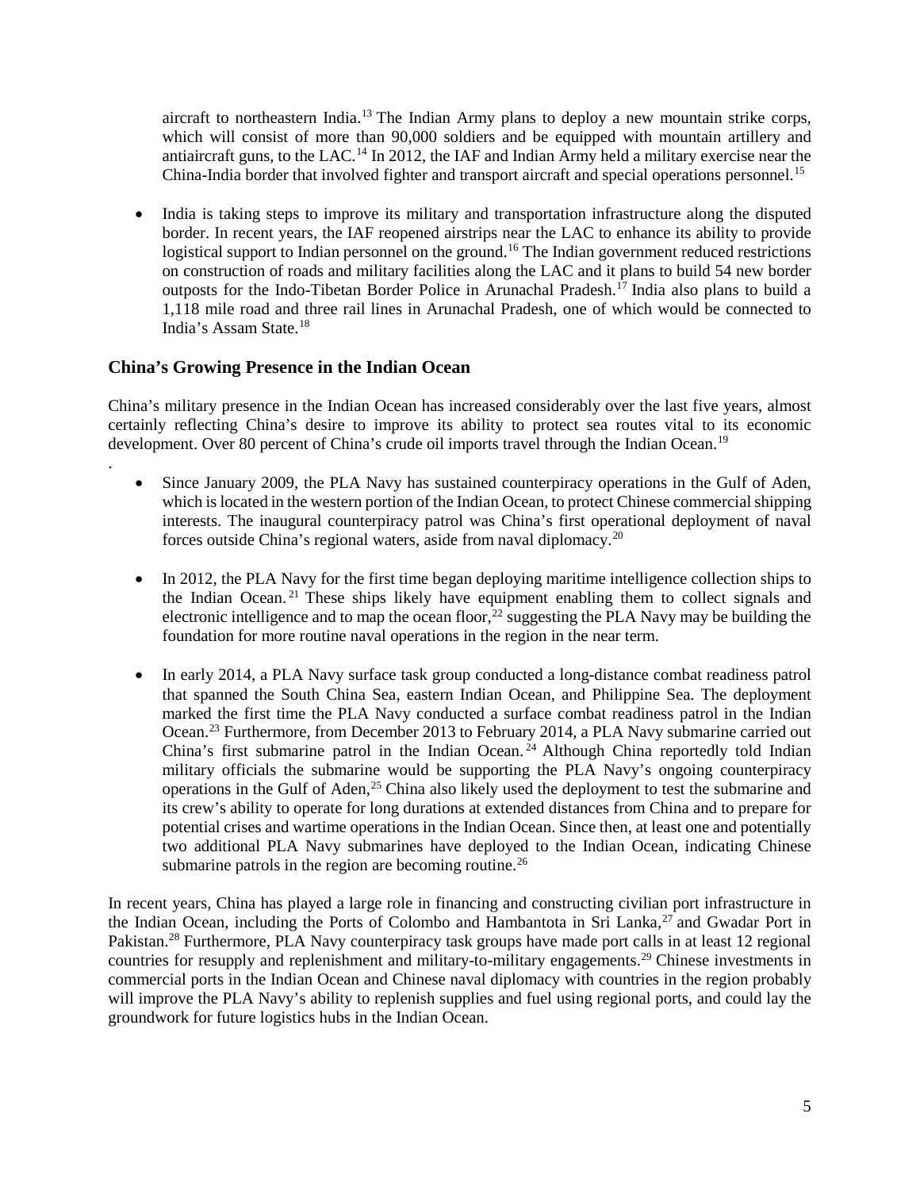aircraft to northeastern India.[13] The Indian Army plans to deploy a new mountain strike corps, which will consist of more than 90,000 soldiers and be equipped with mountain artillery and antiaircraft guns, to the LAC.[14] In 2012, the IAF and Indian Army held a military exercise near the China-India border that involved fighter and transport aircraft and special operations personnel.[15]

- India is taking steps to improve its military and transportation infrastructure along the disputed border. In recent years, the IAF reopened airstrips near the LAC to enhance its ability to provide logistical support to Indian personnel on the ground.[16] The Indian government reduced restrictions on construction of roads and military facilities along the LAC and it plans to build 54 new border outposts for the Indo-Tibetan Border Police in Arunachal Pradesh.[17] India also plans to build a 1,118 mile road and three rail lines in Arunachal Pradesh, one of which would be connected to India's Assam State.[18]

## China's Growing Presence in the Indian Ocean

China's military presence in the Indian Ocean has increased considerably over the last five years, almost certainly reflecting China's desire to improve its ability to protect sea routes vital to its economic development. Over 80 percent of China's crude oil imports travel through the Indian Ocean.[19]

.

- Since January 2009, the PLA Navy has sustained counterpiracy operations in the Gulf of Aden, which is located in the western portion of the Indian Ocean, to protect Chinese commercial shipping interests. The inaugural counterpiracy patrol was China's first operational deployment of naval forces outside China's regional waters, aside from naval diplomacy.[20]

- In 2012, the PLA Navy for the first time began deploying maritime intelligence collection ships to the Indian Ocean.[21] These ships likely have equipment enabling them to collect signals and electronic intelligence and to map the ocean floor,[22] suggesting the PLA Navy may be building the foundation for more routine naval operations in the region in the near term.

- In early 2014, a PLA Navy surface task group conducted a long-distance combat readiness patrol that spanned the South China Sea, eastern Indian Ocean, and Philippine Sea. The deployment marked the first time the PLA Navy conducted a surface combat readiness patrol in the Indian Ocean.[23] Furthermore, from December 2013 to February 2014, a PLA Navy submarine carried out China's first submarine patrol in the Indian Ocean.[24] Although China reportedly told Indian military officials the submarine would be supporting the PLA Navy's ongoing counterpiracy operations in the Gulf of Aden,[25] China also likely used the deployment to test the submarine and its crew's ability to operate for long durations at extended distances from China and to prepare for potential crises and wartime operations in the Indian Ocean. Since then, at least one and potentially two additional PLA Navy submarines have deployed to the Indian Ocean, indicating Chinese submarine patrols in the region are becoming routine.[26]

In recent years, China has played a large role in financing and constructing civilian port infrastructure in the Indian Ocean, including the Ports of Colombo and Hambantota in Sri Lanka,[27] and Gwadar Port in Pakistan.[28] Furthermore, PLA Navy counterpiracy task groups have made port calls in at least 12 regional countries for resupply and replenishment and military-to-military engagements.[29] Chinese investments in commercial ports in the Indian Ocean and Chinese naval diplomacy with countries in the region probably will improve the PLA Navy's ability to replenish supplies and fuel using regional ports, and could lay the groundwork for future logistics hubs in the Indian Ocean.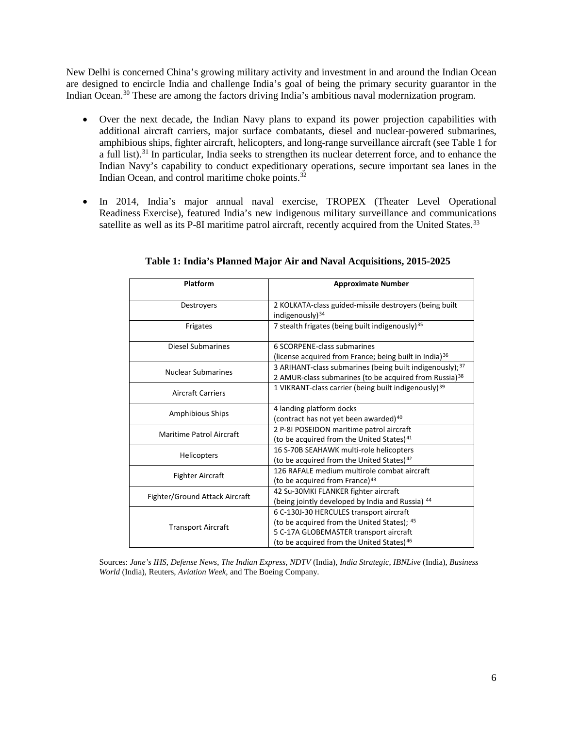New Delhi is concerned China's growing military activity and investment in and around the Indian Ocean are designed to encircle India and challenge India's goal of being the primary security guarantor in the Indian Ocean.[30] These are among the factors driving India's ambitious naval modernization program.

- Over the next decade, the Indian Navy plans to expand its power projection capabilities with additional aircraft carriers, major surface combatants, diesel and nuclear-powered submarines, amphibious ships, fighter aircraft, helicopters, and long-range surveillance aircraft (see Table 1 for a full list).[31] In particular, India seeks to strengthen its nuclear deterrent force, and to enhance the Indian Navy's capability to conduct expeditionary operations, secure important sea lanes in the Indian Ocean, and control maritime choke points.[32]

- In 2014, India's major annual naval exercise, TROPEX (Theater Level Operational Readiness Exercise), featured India's new indigenous military surveillance and communications satellite as well as its P-8I maritime patrol aircraft, recently acquired from the United States.[33]

**Table 1: India's Planned Major Air and Naval Acquisitions, 2015-2025**

| Platform | Approximate Number |
|---|---|
| Destroyers | 2 KOLKATA-class guided-missile destroyers (being built indigenously)[34] |
| Frigates | 7 stealth frigates (being built indigenously)[35] |
| Diesel Submarines | 6 SCORPENE-class submarines (license acquired from France; being built in India)[36] |
| Nuclear Submarines | 3 ARIHANT-class submarines (being built indigenously);[37] 2 AMUR-class submarines (to be acquired from Russia)[38] |
| Aircraft Carriers | 1 VIKRANT-class carrier (being built indigenously)[39] |
| Amphibious Ships | 4 landing platform docks (contract has not yet been awarded)[40] |
| Maritime Patrol Aircraft | 2 P-8I POSEIDON maritime patrol aircraft (to be acquired from the United States)[41] |
| Helicopters | 16 S-70B SEAHAWK multi-role helicopters (to be acquired from the United States)[42] |
| Fighter Aircraft | 126 RAFALE medium multirole combat aircraft (to be acquired from France)[43] |
| Fighter/Ground Attack Aircraft | 42 Su-30MKI FLANKER fighter aircraft (being jointly developed by India and Russia)[44] |
| Transport Aircraft | 6 C-130J-30 HERCULES transport aircraft (to be acquired from the United States);[45] 5 C-17A GLOBEMASTER transport aircraft (to be acquired from the United States)[46] |

Sources: *Jane's IHS*, *Defense News*, *The Indian Express*, *NDTV* (India), *India Strategic*, *IBNLive* (India), *Business World* (India), Reuters, *Aviation Week*, and The Boeing Company.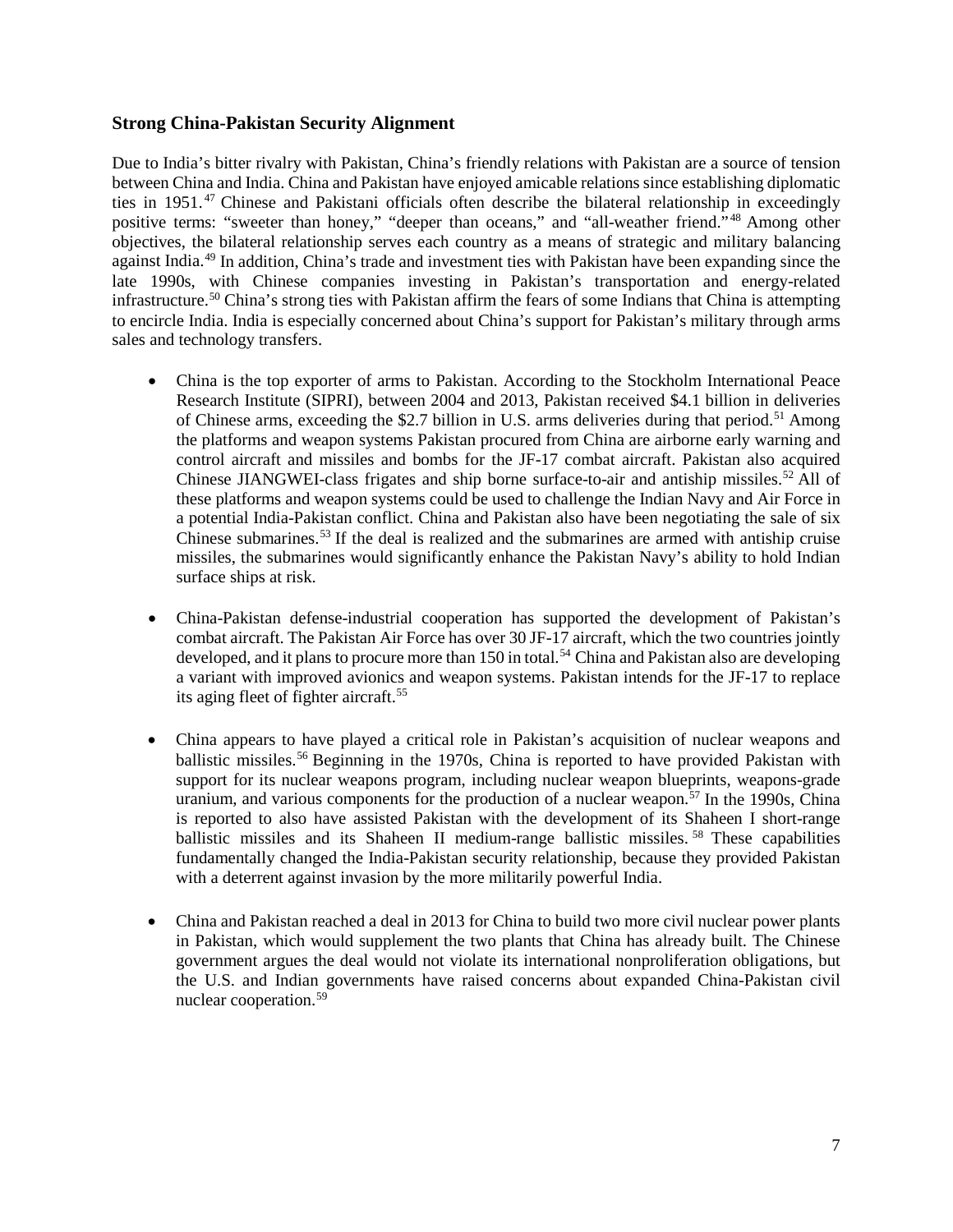### Strong China-Pakistan Security Alignment

Due to India's bitter rivalry with Pakistan, China's friendly relations with Pakistan are a source of tension between China and India. China and Pakistan have enjoyed amicable relations since establishing diplomatic ties in 1951.[47] Chinese and Pakistani officials often describe the bilateral relationship in exceedingly positive terms: "sweeter than honey," "deeper than oceans," and "all-weather friend."[48] Among other objectives, the bilateral relationship serves each country as a means of strategic and military balancing against India.[49] In addition, China's trade and investment ties with Pakistan have been expanding since the late 1990s, with Chinese companies investing in Pakistan's transportation and energy-related infrastructure.[50] China's strong ties with Pakistan affirm the fears of some Indians that China is attempting to encircle India. India is especially concerned about China's support for Pakistan's military through arms sales and technology transfers.

- China is the top exporter of arms to Pakistan. According to the Stockholm International Peace Research Institute (SIPRI), between 2004 and 2013, Pakistan received $4.1 billion in deliveries of Chinese arms, exceeding the $2.7 billion in U.S. arms deliveries during that period.[51] Among the platforms and weapon systems Pakistan procured from China are airborne early warning and control aircraft and missiles and bombs for the JF-17 combat aircraft. Pakistan also acquired Chinese JIANGWEI-class frigates and ship borne surface-to-air and antiship missiles.[52] All of these platforms and weapon systems could be used to challenge the Indian Navy and Air Force in a potential India-Pakistan conflict. China and Pakistan also have been negotiating the sale of six Chinese submarines.[53] If the deal is realized and the submarines are armed with antiship cruise missiles, the submarines would significantly enhance the Pakistan Navy's ability to hold Indian surface ships at risk.

- China-Pakistan defense-industrial cooperation has supported the development of Pakistan's combat aircraft. The Pakistan Air Force has over 30 JF-17 aircraft, which the two countries jointly developed, and it plans to procure more than 150 in total.[54] China and Pakistan also are developing a variant with improved avionics and weapon systems. Pakistan intends for the JF-17 to replace its aging fleet of fighter aircraft.[55]

- China appears to have played a critical role in Pakistan's acquisition of nuclear weapons and ballistic missiles.[56] Beginning in the 1970s, China is reported to have provided Pakistan with support for its nuclear weapons program, including nuclear weapon blueprints, weapons-grade uranium, and various components for the production of a nuclear weapon.[57] In the 1990s, China is reported to also have assisted Pakistan with the development of its Shaheen I short-range ballistic missiles and its Shaheen II medium-range ballistic missiles.[58] These capabilities fundamentally changed the India-Pakistan security relationship, because they provided Pakistan with a deterrent against invasion by the more militarily powerful India.

- China and Pakistan reached a deal in 2013 for China to build two more civil nuclear power plants in Pakistan, which would supplement the two plants that China has already built. The Chinese government argues the deal would not violate its international nonproliferation obligations, but the U.S. and Indian governments have raised concerns about expanded China-Pakistan civil nuclear cooperation.[59]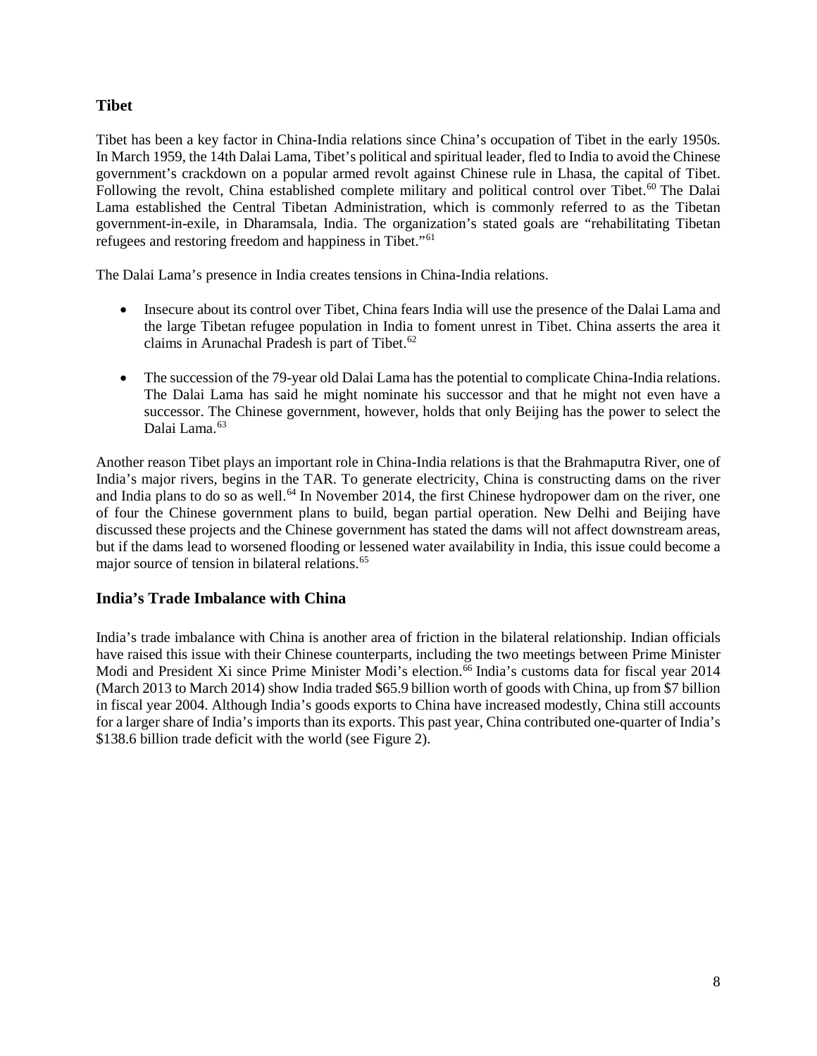## Tibet

Tibet has been a key factor in China-India relations since China's occupation of Tibet in the early 1950s. In March 1959, the 14th Dalai Lama, Tibet's political and spiritual leader, fled to India to avoid the Chinese government's crackdown on a popular armed revolt against Chinese rule in Lhasa, the capital of Tibet. Following the revolt, China established complete military and political control over Tibet.[60] The Dalai Lama established the Central Tibetan Administration, which is commonly referred to as the Tibetan government-in-exile, in Dharamsala, India. The organization's stated goals are "rehabilitating Tibetan refugees and restoring freedom and happiness in Tibet."[61]

The Dalai Lama's presence in India creates tensions in China-India relations.

- Insecure about its control over Tibet, China fears India will use the presence of the Dalai Lama and the large Tibetan refugee population in India to foment unrest in Tibet. China asserts the area it claims in Arunachal Pradesh is part of Tibet.[62]

- The succession of the 79-year old Dalai Lama has the potential to complicate China-India relations. The Dalai Lama has said he might nominate his successor and that he might not even have a successor. The Chinese government, however, holds that only Beijing has the power to select the Dalai Lama.[63]

Another reason Tibet plays an important role in China-India relations is that the Brahmaputra River, one of India's major rivers, begins in the TAR. To generate electricity, China is constructing dams on the river and India plans to do so as well.[64] In November 2014, the first Chinese hydropower dam on the river, one of four the Chinese government plans to build, began partial operation. New Delhi and Beijing have discussed these projects and the Chinese government has stated the dams will not affect downstream areas, but if the dams lead to worsened flooding or lessened water availability in India, this issue could become a major source of tension in bilateral relations.[65]

## India's Trade Imbalance with China

India's trade imbalance with China is another area of friction in the bilateral relationship. Indian officials have raised this issue with their Chinese counterparts, including the two meetings between Prime Minister Modi and President Xi since Prime Minister Modi's election.[66] India's customs data for fiscal year 2014 (March 2013 to March 2014) show India traded $65.9 billion worth of goods with China, up from $7 billion in fiscal year 2004. Although India's goods exports to China have increased modestly, China still accounts for a larger share of India's imports than its exports. This past year, China contributed one-quarter of India's $138.6 billion trade deficit with the world (see Figure 2).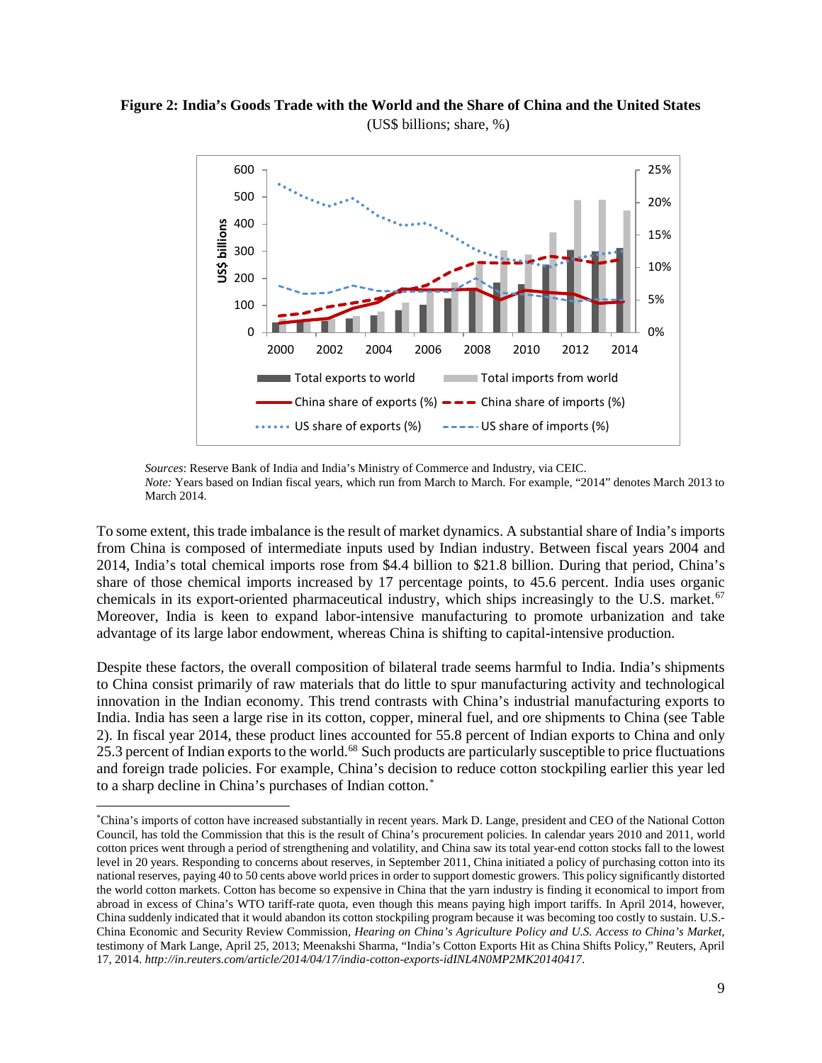**Figure 2: India's Goods Trade with the World and the Share of China and the United States**

(US$ billions; share, %)

*Sources*: Reserve Bank of India and India's Ministry of Commerce and Industry, via CEIC.
*Note:* Years based on Indian fiscal years, which run from March to March. For example, "2014" denotes March 2013 to March 2014.

To some extent, this trade imbalance is the result of market dynamics. A substantial share of India's imports from China is composed of intermediate inputs used by Indian industry. Between fiscal years 2004 and 2014, India's total chemical imports rose from $4.4 billion to $21.8 billion. During that period, China's share of those chemical imports increased by 17 percentage points, to 45.6 percent. India uses organic chemicals in its export-oriented pharmaceutical industry, which ships increasingly to the U.S. market.[67] Moreover, India is keen to expand labor-intensive manufacturing to promote urbanization and take advantage of its large labor endowment, whereas China is shifting to capital-intensive production.

Despite these factors, the overall composition of bilateral trade seems harmful to India. India's shipments to China consist primarily of raw materials that do little to spur manufacturing activity and technological innovation in the Indian economy. This trend contrasts with China's industrial manufacturing exports to India. India has seen a large rise in its cotton, copper, mineral fuel, and ore shipments to China (see Table 2). In fiscal year 2014, these product lines accounted for 55.8 percent of Indian exports to China and only 25.3 percent of Indian exports to the world.[68] Such products are particularly susceptible to price fluctuations and foreign trade policies. For example, China's decision to reduce cotton stockpiling earlier this year led to a sharp decline in China's purchases of Indian cotton.[*]

---

[*]China's imports of cotton have increased substantially in recent years. Mark D. Lange, president and CEO of the National Cotton Council, has told the Commission that this is the result of China's procurement policies. In calendar years 2010 and 2011, world cotton prices went through a period of strengthening and volatility, and China saw its total year-end cotton stocks fall to the lowest level in 20 years. Responding to concerns about reserves, in September 2011, China initiated a policy of purchasing cotton into its national reserves, paying 40 to 50 cents above world prices in order to support domestic growers. This policy significantly distorted the world cotton markets. Cotton has become so expensive in China that the yarn industry is finding it economical to import from abroad in excess of China's WTO tariff-rate quota, even though this means paying high import tariffs. In April 2014, however, China suddenly indicated that it would abandon its cotton stockpiling program because it was becoming too costly to sustain. U.S.-China Economic and Security Review Commission, *Hearing on China's Agriculture Policy and U.S. Access to China's Market*, testimony of Mark Lange, April 25, 2013; Meenakshi Sharma, "India's Cotton Exports Hit as China Shifts Policy," Reuters, April 17, 2014. *http://in.reuters.com/article/2014/04/17/india-cotton-exports-idINL4N0MP2MK20140417*.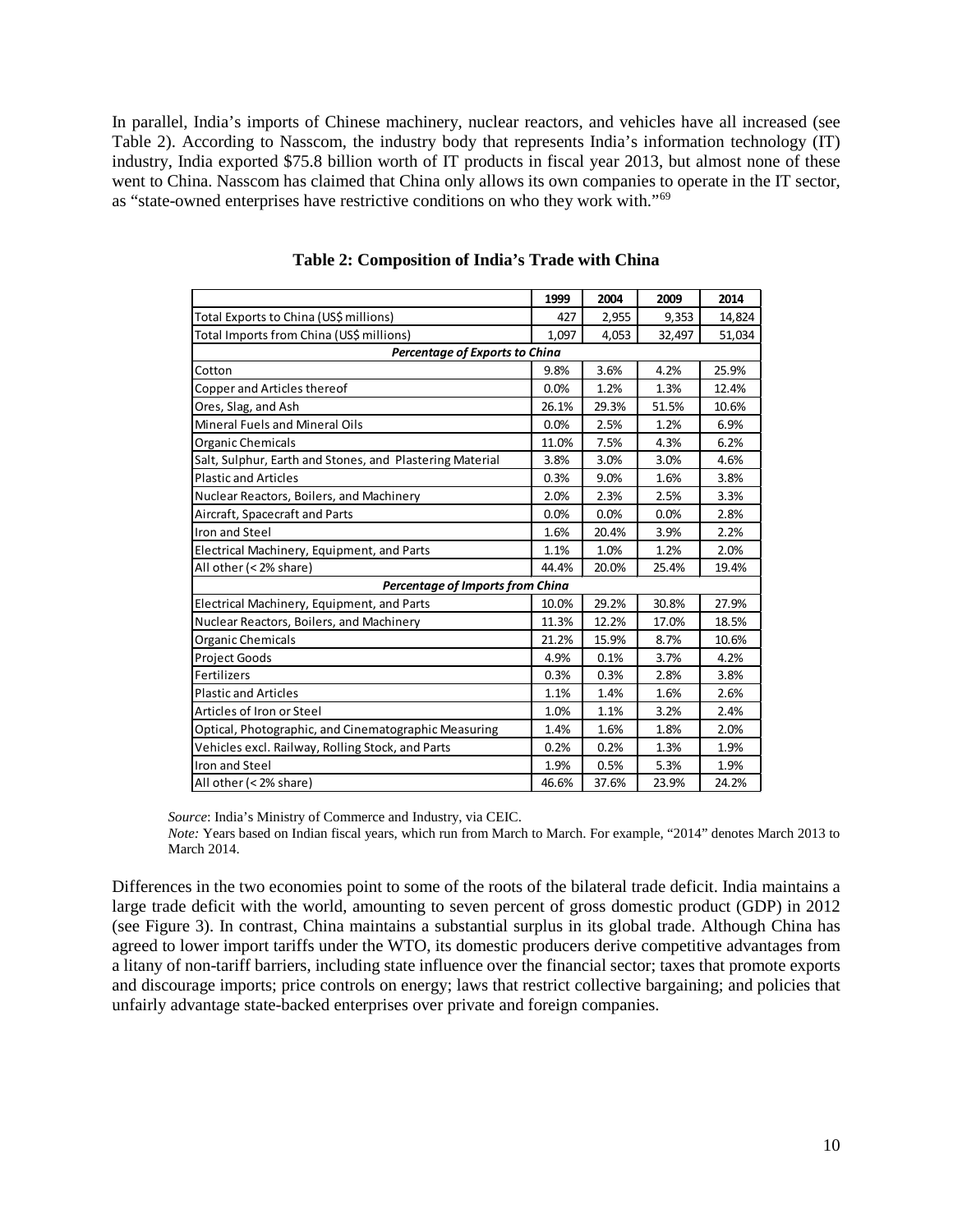In parallel, India's imports of Chinese machinery, nuclear reactors, and vehicles have all increased (see Table 2). According to Nasscom, the industry body that represents India's information technology (IT) industry, India exported $75.8 billion worth of IT products in fiscal year 2013, but almost none of these went to China. Nasscom has claimed that China only allows its own companies to operate in the IT sector, as "state-owned enterprises have restrictive conditions on who they work with."[69]

**Table 2: Composition of India's Trade with China**

| | 1999 | 2004 | 2009 | 2014 |
|---|---|---|---|---|
| Total Exports to China (US$ millions) | 427 | 2,955 | 9,353 | 14,824 |
| Total Imports from China (US$ millions) | 1,097 | 4,053 | 32,497 | 51,034 |
| ***Percentage of Exports to China*** | | | | |
| Cotton | 9.8% | 3.6% | 4.2% | 25.9% |
| Copper and Articles thereof | 0.0% | 1.2% | 1.3% | 12.4% |
| Ores, Slag, and Ash | 26.1% | 29.3% | 51.5% | 10.6% |
| Mineral Fuels and Mineral Oils | 0.0% | 2.5% | 1.2% | 6.9% |
| Organic Chemicals | 11.0% | 7.5% | 4.3% | 6.2% |
| Salt, Sulphur, Earth and Stones, and Plastering Material | 3.8% | 3.0% | 3.0% | 4.6% |
| Plastic and Articles | 0.3% | 9.0% | 1.6% | 3.8% |
| Nuclear Reactors, Boilers, and Machinery | 2.0% | 2.3% | 2.5% | 3.3% |
| Aircraft, Spacecraft and Parts | 0.0% | 0.0% | 0.0% | 2.8% |
| Iron and Steel | 1.6% | 20.4% | 3.9% | 2.2% |
| Electrical Machinery, Equipment, and Parts | 1.1% | 1.0% | 1.2% | 2.0% |
| All other (< 2% share) | 44.4% | 20.0% | 25.4% | 19.4% |
| ***Percentage of Imports from China*** | | | | |
| Electrical Machinery, Equipment, and Parts | 10.0% | 29.2% | 30.8% | 27.9% |
| Nuclear Reactors, Boilers, and Machinery | 11.3% | 12.2% | 17.0% | 18.5% |
| Organic Chemicals | 21.2% | 15.9% | 8.7% | 10.6% |
| Project Goods | 4.9% | 0.1% | 3.7% | 4.2% |
| Fertilizers | 0.3% | 0.3% | 2.8% | 3.8% |
| Plastic and Articles | 1.1% | 1.4% | 1.6% | 2.6% |
| Articles of Iron or Steel | 1.0% | 1.1% | 3.2% | 2.4% |
| Optical, Photographic, and Cinematographic Measuring | 1.4% | 1.6% | 1.8% | 2.0% |
| Vehicles excl. Railway, Rolling Stock, and Parts | 0.2% | 0.2% | 1.3% | 1.9% |
| Iron and Steel | 1.9% | 0.5% | 5.3% | 1.9% |
| All other (< 2% share) | 46.6% | 37.6% | 23.9% | 24.2% |

*Source*: India's Ministry of Commerce and Industry, via CEIC.
*Note:* Years based on Indian fiscal years, which run from March to March. For example, "2014" denotes March 2013 to March 2014.

Differences in the two economies point to some of the roots of the bilateral trade deficit. India maintains a large trade deficit with the world, amounting to seven percent of gross domestic product (GDP) in 2012 (see Figure 3). In contrast, China maintains a substantial surplus in its global trade. Although China has agreed to lower import tariffs under the WTO, its domestic producers derive competitive advantages from a litany of non-tariff barriers, including state influence over the financial sector; taxes that promote exports and discourage imports; price controls on energy; laws that restrict collective bargaining; and policies that unfairly advantage state-backed enterprises over private and foreign companies.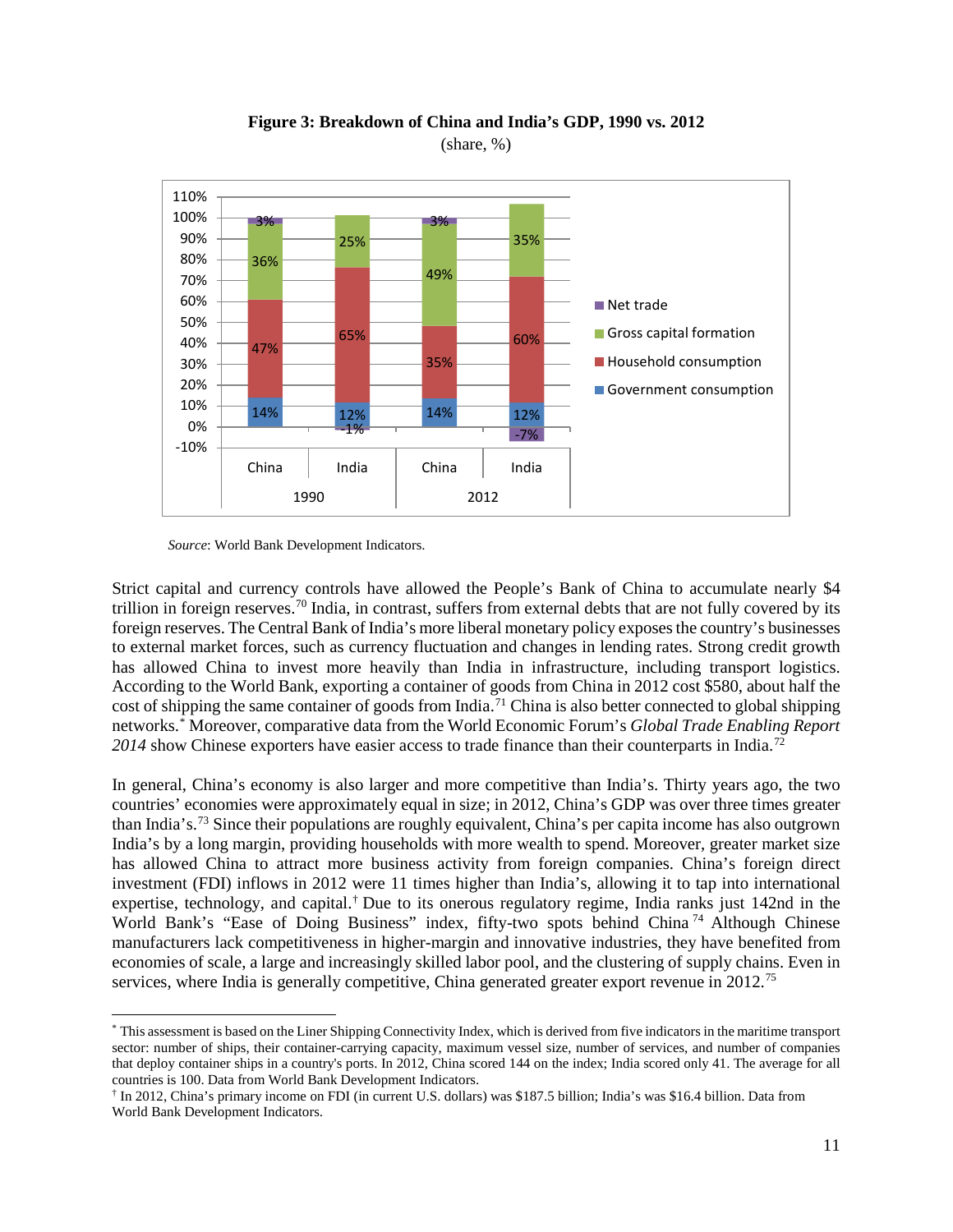**Figure 3: Breakdown of China and India's GDP, 1990 vs. 2012**

(share, %)

| | China 1990 | India 1990 | China 2012 | India 2012 |
|---|---|---|---|---|
| Net trade | 3% | -1% | 3% | -7% |
| Gross capital formation | 36% | 25% | 49% | 35% |
| Household consumption | 47% | 65% | 35% | 60% |
| Government consumption | 14% | 12% | 14% | 12% |

*Source*: World Bank Development Indicators.

Strict capital and currency controls have allowed the People's Bank of China to accumulate nearly $4 trillion in foreign reserves.[70] India, in contrast, suffers from external debts that are not fully covered by its foreign reserves. The Central Bank of India's more liberal monetary policy exposes the country's businesses to external market forces, such as currency fluctuation and changes in lending rates. Strong credit growth has allowed China to invest more heavily than India in infrastructure, including transport logistics. According to the World Bank, exporting a container of goods from China in 2012 cost $580, about half the cost of shipping the same container of goods from India.[71] China is also better connected to global shipping networks.[*] Moreover, comparative data from the World Economic Forum's *Global Trade Enabling Report 2014* show Chinese exporters have easier access to trade finance than their counterparts in India.[72]

In general, China's economy is also larger and more competitive than India's. Thirty years ago, the two countries' economies were approximately equal in size; in 2012, China's GDP was over three times greater than India's.[73] Since their populations are roughly equivalent, China's per capita income has also outgrown India's by a long margin, providing households with more wealth to spend. Moreover, greater market size has allowed China to attract more business activity from foreign companies. China's foreign direct investment (FDI) inflows in 2012 were 11 times higher than India's, allowing it to tap into international expertise, technology, and capital.[†] Due to its onerous regulatory regime, India ranks just 142nd in the World Bank's "Ease of Doing Business" index, fifty-two spots behind China[74] Although Chinese manufacturers lack competitiveness in higher-margin and innovative industries, they have benefited from economies of scale, a large and increasingly skilled labor pool, and the clustering of supply chains. Even in services, where India is generally competitive, China generated greater export revenue in 2012.[75]

---

[*] This assessment is based on the Liner Shipping Connectivity Index, which is derived from five indicators in the maritime transport sector: number of ships, their container-carrying capacity, maximum vessel size, number of services, and number of companies that deploy container ships in a country's ports. In 2012, China scored 144 on the index; India scored only 41. The average for all countries is 100. Data from World Bank Development Indicators.

[†] In 2012, China's primary income on FDI (in current U.S. dollars) was $187.5 billion; India's was $16.4 billion. Data from World Bank Development Indicators.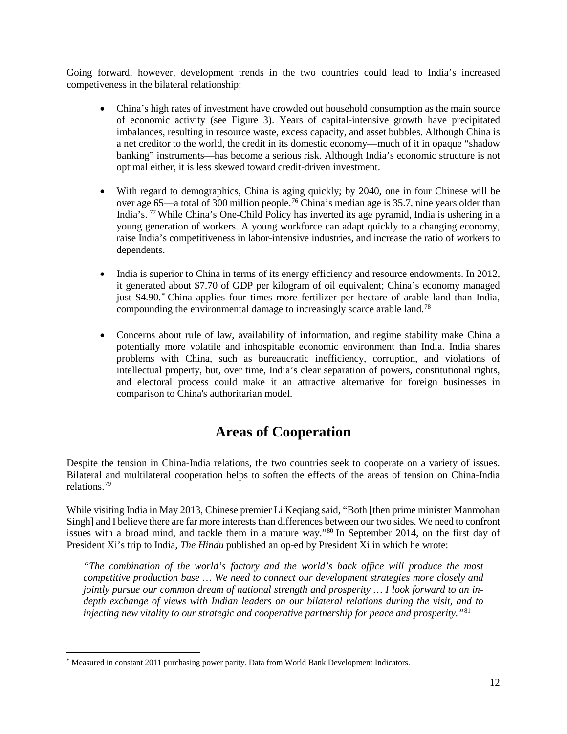Going forward, however, development trends in the two countries could lead to India's increased competiveness in the bilateral relationship:

- China's high rates of investment have crowded out household consumption as the main source of economic activity (see Figure 3). Years of capital-intensive growth have precipitated imbalances, resulting in resource waste, excess capacity, and asset bubbles. Although China is a net creditor to the world, the credit in its domestic economy—much of it in opaque "shadow banking" instruments—has become a serious risk. Although India's economic structure is not optimal either, it is less skewed toward credit-driven investment.

- With regard to demographics, China is aging quickly; by 2040, one in four Chinese will be over age 65—a total of 300 million people.[76] China's median age is 35.7, nine years older than India's.[77] While China's One-Child Policy has inverted its age pyramid, India is ushering in a young generation of workers. A young workforce can adapt quickly to a changing economy, raise India's competitiveness in labor-intensive industries, and increase the ratio of workers to dependents.

- India is superior to China in terms of its energy efficiency and resource endowments. In 2012, it generated about $7.70 of GDP per kilogram of oil equivalent; China's economy managed just $4.90.[*] China applies four times more fertilizer per hectare of arable land than India, compounding the environmental damage to increasingly scarce arable land.[78]

- Concerns about rule of law, availability of information, and regime stability make China a potentially more volatile and inhospitable economic environment than India. India shares problems with China, such as bureaucratic inefficiency, corruption, and violations of intellectual property, but, over time, India's clear separation of powers, constitutional rights, and electoral process could make it an attractive alternative for foreign businesses in comparison to China's authoritarian model.

## Areas of Cooperation

Despite the tension in China-India relations, the two countries seek to cooperate on a variety of issues. Bilateral and multilateral cooperation helps to soften the effects of the areas of tension on China-India relations.[79]

While visiting India in May 2013, Chinese premier Li Keqiang said, "Both [then prime minister Manmohan Singh] and I believe there are far more interests than differences between our two sides. We need to confront issues with a broad mind, and tackle them in a mature way."[80] In September 2014, on the first day of President Xi's trip to India, *The Hindu* published an op-ed by President Xi in which he wrote:

> *"The combination of the world's factory and the world's back office will produce the most competitive production base … We need to connect our development strategies more closely and jointly pursue our common dream of national strength and prosperity … I look forward to an in-depth exchange of views with Indian leaders on our bilateral relations during the visit, and to injecting new vitality to our strategic and cooperative partnership for peace and prosperity."*[81]

---

[*] Measured in constant 2011 purchasing power parity. Data from World Bank Development Indicators.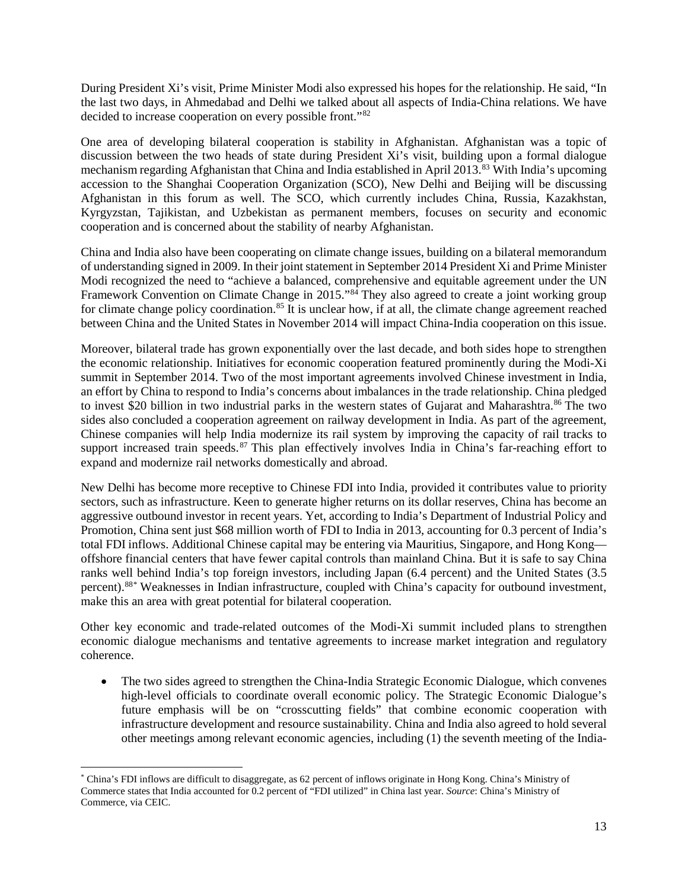During President Xi's visit, Prime Minister Modi also expressed his hopes for the relationship. He said, "In the last two days, in Ahmedabad and Delhi we talked about all aspects of India-China relations. We have decided to increase cooperation on every possible front."[82]

One area of developing bilateral cooperation is stability in Afghanistan. Afghanistan was a topic of discussion between the two heads of state during President Xi's visit, building upon a formal dialogue mechanism regarding Afghanistan that China and India established in April 2013.[83] With India's upcoming accession to the Shanghai Cooperation Organization (SCO), New Delhi and Beijing will be discussing Afghanistan in this forum as well. The SCO, which currently includes China, Russia, Kazakhstan, Kyrgyzstan, Tajikistan, and Uzbekistan as permanent members, focuses on security and economic cooperation and is concerned about the stability of nearby Afghanistan.

China and India also have been cooperating on climate change issues, building on a bilateral memorandum of understanding signed in 2009. In their joint statement in September 2014 President Xi and Prime Minister Modi recognized the need to "achieve a balanced, comprehensive and equitable agreement under the UN Framework Convention on Climate Change in 2015."[84] They also agreed to create a joint working group for climate change policy coordination.[85] It is unclear how, if at all, the climate change agreement reached between China and the United States in November 2014 will impact China-India cooperation on this issue.

Moreover, bilateral trade has grown exponentially over the last decade, and both sides hope to strengthen the economic relationship. Initiatives for economic cooperation featured prominently during the Modi-Xi summit in September 2014. Two of the most important agreements involved Chinese investment in India, an effort by China to respond to India's concerns about imbalances in the trade relationship. China pledged to invest $20 billion in two industrial parks in the western states of Gujarat and Maharashtra.[86] The two sides also concluded a cooperation agreement on railway development in India. As part of the agreement, Chinese companies will help India modernize its rail system by improving the capacity of rail tracks to support increased train speeds.[87] This plan effectively involves India in China's far-reaching effort to expand and modernize rail networks domestically and abroad.

New Delhi has become more receptive to Chinese FDI into India, provided it contributes value to priority sectors, such as infrastructure. Keen to generate higher returns on its dollar reserves, China has become an aggressive outbound investor in recent years. Yet, according to India's Department of Industrial Policy and Promotion, China sent just $68 million worth of FDI to India in 2013, accounting for 0.3 percent of India's total FDI inflows. Additional Chinese capital may be entering via Mauritius, Singapore, and Hong Kong—offshore financial centers that have fewer capital controls than mainland China. But it is safe to say China ranks well behind India's top foreign investors, including Japan (6.4 percent) and the United States (3.5 percent).[88*] Weaknesses in Indian infrastructure, coupled with China's capacity for outbound investment, make this an area with great potential for bilateral cooperation.

Other key economic and trade-related outcomes of the Modi-Xi summit included plans to strengthen economic dialogue mechanisms and tentative agreements to increase market integration and regulatory coherence.

- The two sides agreed to strengthen the China-India Strategic Economic Dialogue, which convenes high-level officials to coordinate overall economic policy. The Strategic Economic Dialogue's future emphasis will be on "crosscutting fields" that combine economic cooperation with infrastructure development and resource sustainability. China and India also agreed to hold several other meetings among relevant economic agencies, including (1) the seventh meeting of the India-

[*] China's FDI inflows are difficult to disaggregate, as 62 percent of inflows originate in Hong Kong. China's Ministry of Commerce states that India accounted for 0.2 percent of "FDI utilized" in China last year. *Source*: China's Ministry of Commerce, via CEIC.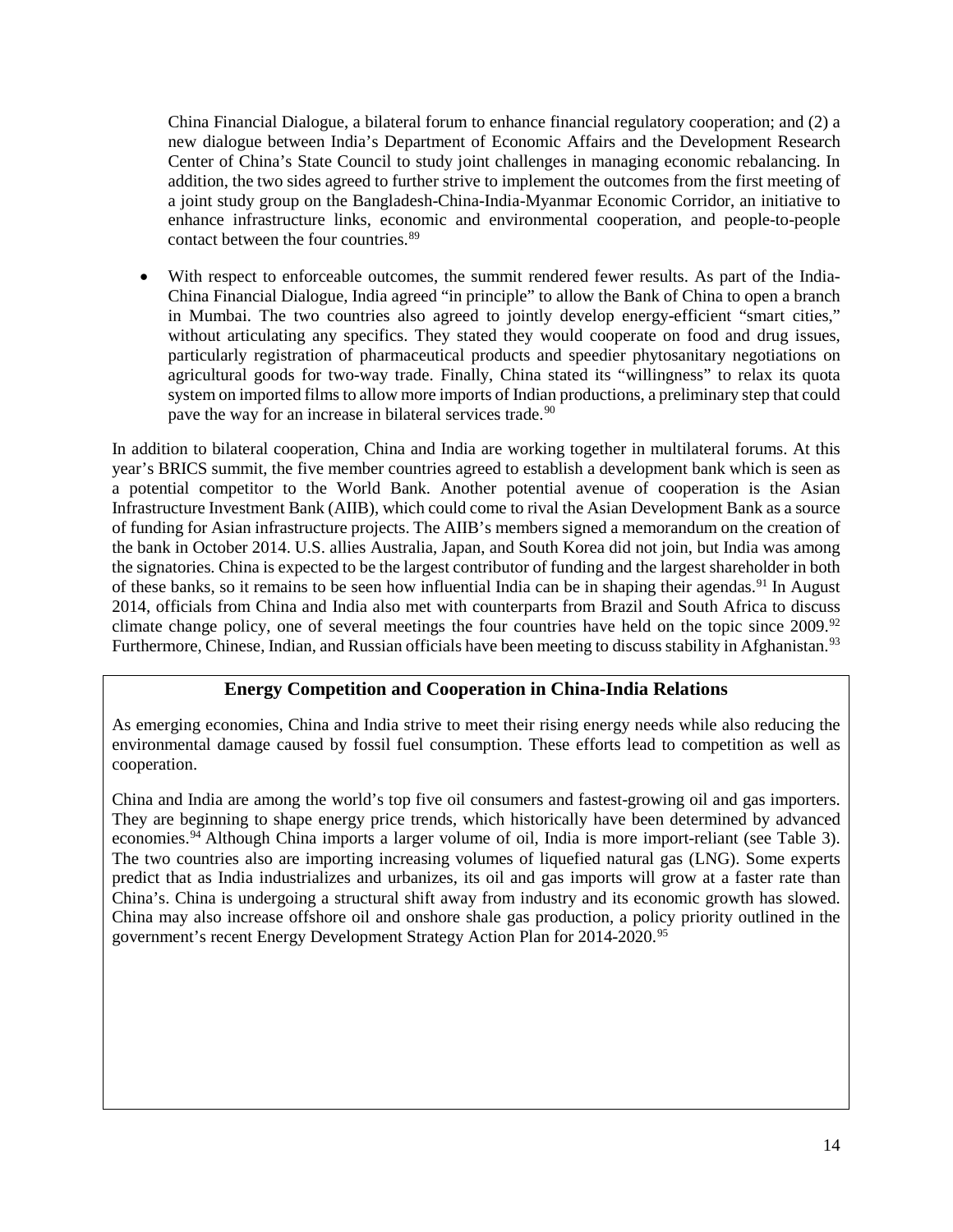China Financial Dialogue, a bilateral forum to enhance financial regulatory cooperation; and (2) a new dialogue between India's Department of Economic Affairs and the Development Research Center of China's State Council to study joint challenges in managing economic rebalancing. In addition, the two sides agreed to further strive to implement the outcomes from the first meeting of a joint study group on the Bangladesh-China-India-Myanmar Economic Corridor, an initiative to enhance infrastructure links, economic and environmental cooperation, and people-to-people contact between the four countries.[89]

- With respect to enforceable outcomes, the summit rendered fewer results. As part of the India-China Financial Dialogue, India agreed "in principle" to allow the Bank of China to open a branch in Mumbai. The two countries also agreed to jointly develop energy-efficient "smart cities," without articulating any specifics. They stated they would cooperate on food and drug issues, particularly registration of pharmaceutical products and speedier phytosanitary negotiations on agricultural goods for two-way trade. Finally, China stated its "willingness" to relax its quota system on imported films to allow more imports of Indian productions, a preliminary step that could pave the way for an increase in bilateral services trade.[90]

In addition to bilateral cooperation, China and India are working together in multilateral forums. At this year's BRICS summit, the five member countries agreed to establish a development bank which is seen as a potential competitor to the World Bank. Another potential avenue of cooperation is the Asian Infrastructure Investment Bank (AIIB), which could come to rival the Asian Development Bank as a source of funding for Asian infrastructure projects. The AIIB's members signed a memorandum on the creation of the bank in October 2014. U.S. allies Australia, Japan, and South Korea did not join, but India was among the signatories. China is expected to be the largest contributor of funding and the largest shareholder in both of these banks, so it remains to be seen how influential India can be in shaping their agendas.[91] In August 2014, officials from China and India also met with counterparts from Brazil and South Africa to discuss climate change policy, one of several meetings the four countries have held on the topic since 2009.[92] Furthermore, Chinese, Indian, and Russian officials have been meeting to discuss stability in Afghanistan.[93]

### Energy Competition and Cooperation in China-India Relations

As emerging economies, China and India strive to meet their rising energy needs while also reducing the environmental damage caused by fossil fuel consumption. These efforts lead to competition as well as cooperation.

China and India are among the world's top five oil consumers and fastest-growing oil and gas importers. They are beginning to shape energy price trends, which historically have been determined by advanced economies.[94] Although China imports a larger volume of oil, India is more import-reliant (see Table 3). The two countries also are importing increasing volumes of liquefied natural gas (LNG). Some experts predict that as India industrializes and urbanizes, its oil and gas imports will grow at a faster rate than China's. China is undergoing a structural shift away from industry and its economic growth has slowed. China may also increase offshore oil and onshore shale gas production, a policy priority outlined in the government's recent Energy Development Strategy Action Plan for 2014-2020.[95]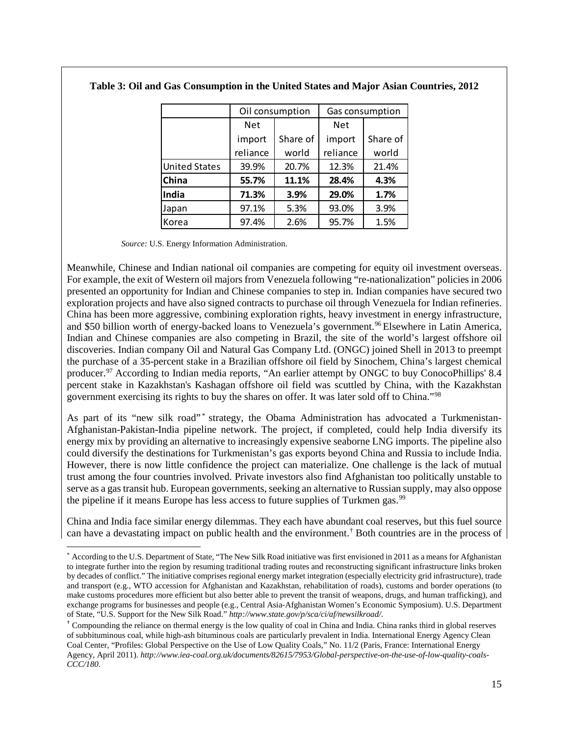**Table 3: Oil and Gas Consumption in the United States and Major Asian Countries, 2012**

| | Oil consumption | | Gas consumption | |
|---|---|---|---|---|
| | Net import reliance | Share of world | Net import reliance | Share of world |
| United States | 39.9% | 20.7% | 12.3% | 21.4% |
| **China** | **55.7%** | **11.1%** | **28.4%** | **4.3%** |
| **India** | **71.3%** | **3.9%** | **29.0%** | **1.7%** |
| Japan | 97.1% | 5.3% | 93.0% | 3.9% |
| Korea | 97.4% | 2.6% | 95.7% | 1.5% |

*Source:* U.S. Energy Information Administration.

Meanwhile, Chinese and Indian national oil companies are competing for equity oil investment overseas. For example, the exit of Western oil majors from Venezuela following "re-nationalization" policies in 2006 presented an opportunity for Indian and Chinese companies to step in. Indian companies have secured two exploration projects and have also signed contracts to purchase oil through Venezuela for Indian refineries. China has been more aggressive, combining exploration rights, heavy investment in energy infrastructure, and $50 billion worth of energy-backed loans to Venezuela's government.[96] Elsewhere in Latin America, Indian and Chinese companies are also competing in Brazil, the site of the world's largest offshore oil discoveries. Indian company Oil and Natural Gas Company Ltd. (ONGC) joined Shell in 2013 to preempt the purchase of a 35-percent stake in a Brazilian offshore oil field by Sinochem, China's largest chemical producer.[97] According to Indian media reports, "An earlier attempt by ONGC to buy ConocoPhillips' 8.4 percent stake in Kazakhstan's Kashagan offshore oil field was scuttled by China, with the Kazakhstan government exercising its rights to buy the shares on offer. It was later sold off to China."[98]

As part of its "new silk road"[*] strategy, the Obama Administration has advocated a Turkmenistan-Afghanistan-Pakistan-India pipeline network. The project, if completed, could help India diversify its energy mix by providing an alternative to increasingly expensive seaborne LNG imports. The pipeline also could diversify the destinations for Turkmenistan's gas exports beyond China and Russia to include India. However, there is now little confidence the project can materialize. One challenge is the lack of mutual trust among the four countries involved. Private investors also find Afghanistan too politically unstable to serve as a gas transit hub. European governments, seeking an alternative to Russian supply, may also oppose the pipeline if it means Europe has less access to future supplies of Turkmen gas.[99]

China and India face similar energy dilemmas. They each have abundant coal reserves, but this fuel source can have a devastating impact on public health and the environment.[†] Both countries are in the process of

---

[*] According to the U.S. Department of State, "The New Silk Road initiative was first envisioned in 2011 as a means for Afghanistan to integrate further into the region by resuming traditional trading routes and reconstructing significant infrastructure links broken by decades of conflict." The initiative comprises regional energy market integration (especially electricity grid infrastructure), trade and transport (e.g., WTO accession for Afghanistan and Kazakhstan, rehabilitation of roads), customs and border operations (to make customs procedures more efficient but also better able to prevent the transit of weapons, drugs, and human trafficking), and exchange programs for businesses and people (e.g., Central Asia-Afghanistan Women's Economic Symposium). U.S. Department of State, "U.S. Support for the New Silk Road." *http://www.state.gov/p/sca/ci/af/newsilkroad/*.

[†] Compounding the reliance on thermal energy is the low quality of coal in China and India. China ranks third in global reserves of subbituminous coal, while high-ash bituminous coals are particularly prevalent in India. International Energy Agency Clean Coal Center, "Profiles: Global Perspective on the Use of Low Quality Coals," No. 11/2 (Paris, France: International Energy Agency, April 2011). *http://www.iea-coal.org.uk/documents/82615/7953/Global-perspective-on-the-use-of-low-quality-coals-CCC/180*.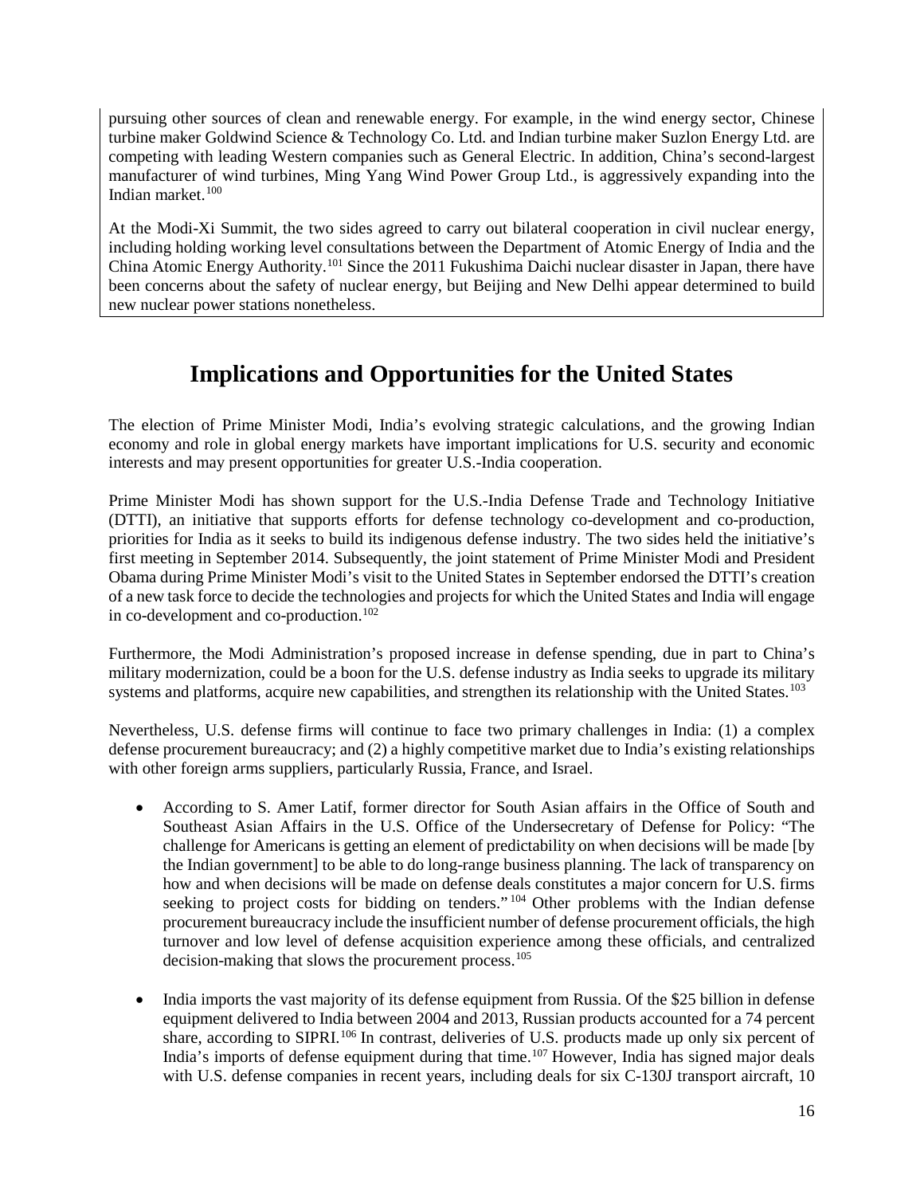pursuing other sources of clean and renewable energy. For example, in the wind energy sector, Chinese turbine maker Goldwind Science & Technology Co. Ltd. and Indian turbine maker Suzlon Energy Ltd. are competing with leading Western companies such as General Electric. In addition, China's second-largest manufacturer of wind turbines, Ming Yang Wind Power Group Ltd., is aggressively expanding into the Indian market.[100]

At the Modi-Xi Summit, the two sides agreed to carry out bilateral cooperation in civil nuclear energy, including holding working level consultations between the Department of Atomic Energy of India and the China Atomic Energy Authority.[101] Since the 2011 Fukushima Daichi nuclear disaster in Japan, there have been concerns about the safety of nuclear energy, but Beijing and New Delhi appear determined to build new nuclear power stations nonetheless.

# Implications and Opportunities for the United States

The election of Prime Minister Modi, India's evolving strategic calculations, and the growing Indian economy and role in global energy markets have important implications for U.S. security and economic interests and may present opportunities for greater U.S.-India cooperation.

Prime Minister Modi has shown support for the U.S.-India Defense Trade and Technology Initiative (DTTI), an initiative that supports efforts for defense technology co-development and co-production, priorities for India as it seeks to build its indigenous defense industry. The two sides held the initiative's first meeting in September 2014. Subsequently, the joint statement of Prime Minister Modi and President Obama during Prime Minister Modi's visit to the United States in September endorsed the DTTI's creation of a new task force to decide the technologies and projects for which the United States and India will engage in co-development and co-production.[102]

Furthermore, the Modi Administration's proposed increase in defense spending, due in part to China's military modernization, could be a boon for the U.S. defense industry as India seeks to upgrade its military systems and platforms, acquire new capabilities, and strengthen its relationship with the United States.[103]

Nevertheless, U.S. defense firms will continue to face two primary challenges in India: (1) a complex defense procurement bureaucracy; and (2) a highly competitive market due to India's existing relationships with other foreign arms suppliers, particularly Russia, France, and Israel.

- According to S. Amer Latif, former director for South Asian affairs in the Office of South and Southeast Asian Affairs in the U.S. Office of the Undersecretary of Defense for Policy: "The challenge for Americans is getting an element of predictability on when decisions will be made [by the Indian government] to be able to do long-range business planning. The lack of transparency on how and when decisions will be made on defense deals constitutes a major concern for U.S. firms seeking to project costs for bidding on tenders."[104] Other problems with the Indian defense procurement bureaucracy include the insufficient number of defense procurement officials, the high turnover and low level of defense acquisition experience among these officials, and centralized decision-making that slows the procurement process.[105]
- India imports the vast majority of its defense equipment from Russia. Of the $25 billion in defense equipment delivered to India between 2004 and 2013, Russian products accounted for a 74 percent share, according to SIPRI.[106] In contrast, deliveries of U.S. products made up only six percent of India's imports of defense equipment during that time.[107] However, India has signed major deals with U.S. defense companies in recent years, including deals for six C-130J transport aircraft, 10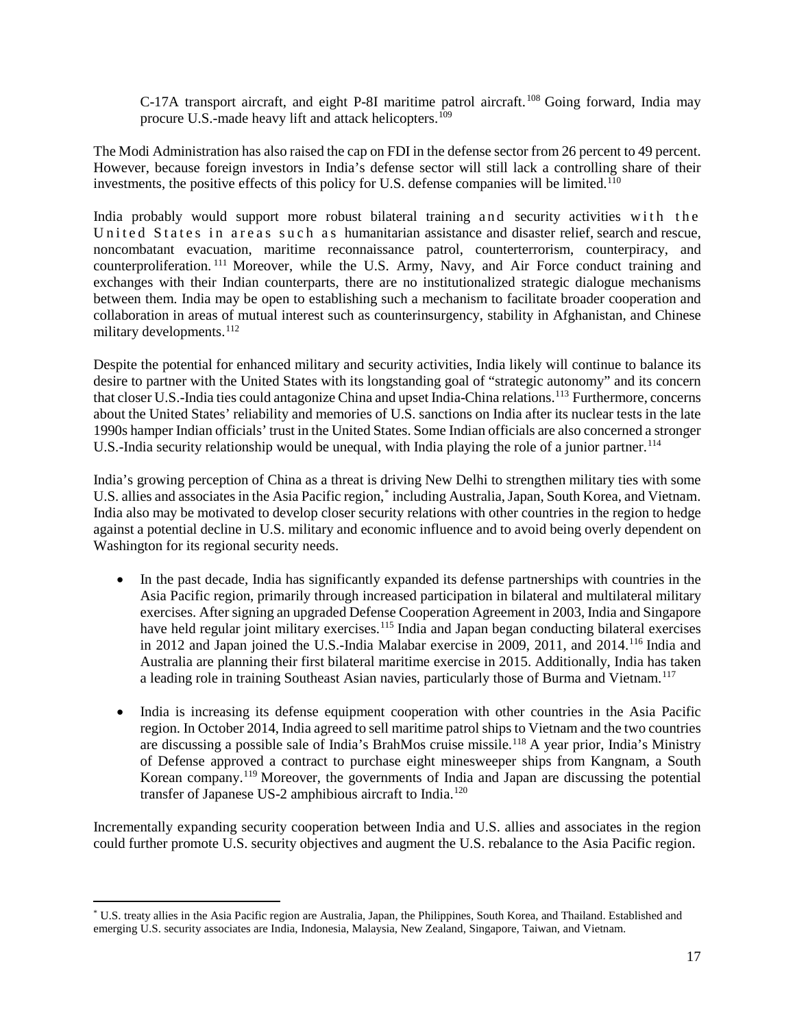C-17A transport aircraft, and eight P-8I maritime patrol aircraft.[108] Going forward, India may procure U.S.-made heavy lift and attack helicopters.[109]

The Modi Administration has also raised the cap on FDI in the defense sector from 26 percent to 49 percent. However, because foreign investors in India's defense sector will still lack a controlling share of their investments, the positive effects of this policy for U.S. defense companies will be limited.[110]

India probably would support more robust bilateral training and security activities with the United States in areas such as humanitarian assistance and disaster relief, search and rescue, noncombatant evacuation, maritime reconnaissance patrol, counterterrorism, counterpiracy, and counterproliferation.[111] Moreover, while the U.S. Army, Navy, and Air Force conduct training and exchanges with their Indian counterparts, there are no institutionalized strategic dialogue mechanisms between them. India may be open to establishing such a mechanism to facilitate broader cooperation and collaboration in areas of mutual interest such as counterinsurgency, stability in Afghanistan, and Chinese military developments.[112]

Despite the potential for enhanced military and security activities, India likely will continue to balance its desire to partner with the United States with its longstanding goal of "strategic autonomy" and its concern that closer U.S.-India ties could antagonize China and upset India-China relations.[113] Furthermore, concerns about the United States' reliability and memories of U.S. sanctions on India after its nuclear tests in the late 1990s hamper Indian officials' trust in the United States. Some Indian officials are also concerned a stronger U.S.-India security relationship would be unequal, with India playing the role of a junior partner.[114]

India's growing perception of China as a threat is driving New Delhi to strengthen military ties with some U.S. allies and associates in the Asia Pacific region,* including Australia, Japan, South Korea, and Vietnam. India also may be motivated to develop closer security relations with other countries in the region to hedge against a potential decline in U.S. military and economic influence and to avoid being overly dependent on Washington for its regional security needs.

- In the past decade, India has significantly expanded its defense partnerships with countries in the Asia Pacific region, primarily through increased participation in bilateral and multilateral military exercises. After signing an upgraded Defense Cooperation Agreement in 2003, India and Singapore have held regular joint military exercises.[115] India and Japan began conducting bilateral exercises in 2012 and Japan joined the U.S.-India Malabar exercise in 2009, 2011, and 2014.[116] India and Australia are planning their first bilateral maritime exercise in 2015. Additionally, India has taken a leading role in training Southeast Asian navies, particularly those of Burma and Vietnam.[117]

- India is increasing its defense equipment cooperation with other countries in the Asia Pacific region. In October 2014, India agreed to sell maritime patrol ships to Vietnam and the two countries are discussing a possible sale of India's BrahMos cruise missile.[118] A year prior, India's Ministry of Defense approved a contract to purchase eight minesweeper ships from Kangnam, a South Korean company.[119] Moreover, the governments of India and Japan are discussing the potential transfer of Japanese US-2 amphibious aircraft to India.[120]

Incrementally expanding security cooperation between India and U.S. allies and associates in the region could further promote U.S. security objectives and augment the U.S. rebalance to the Asia Pacific region.

---

* U.S. treaty allies in the Asia Pacific region are Australia, Japan, the Philippines, South Korea, and Thailand. Established and emerging U.S. security associates are India, Indonesia, Malaysia, New Zealand, Singapore, Taiwan, and Vietnam.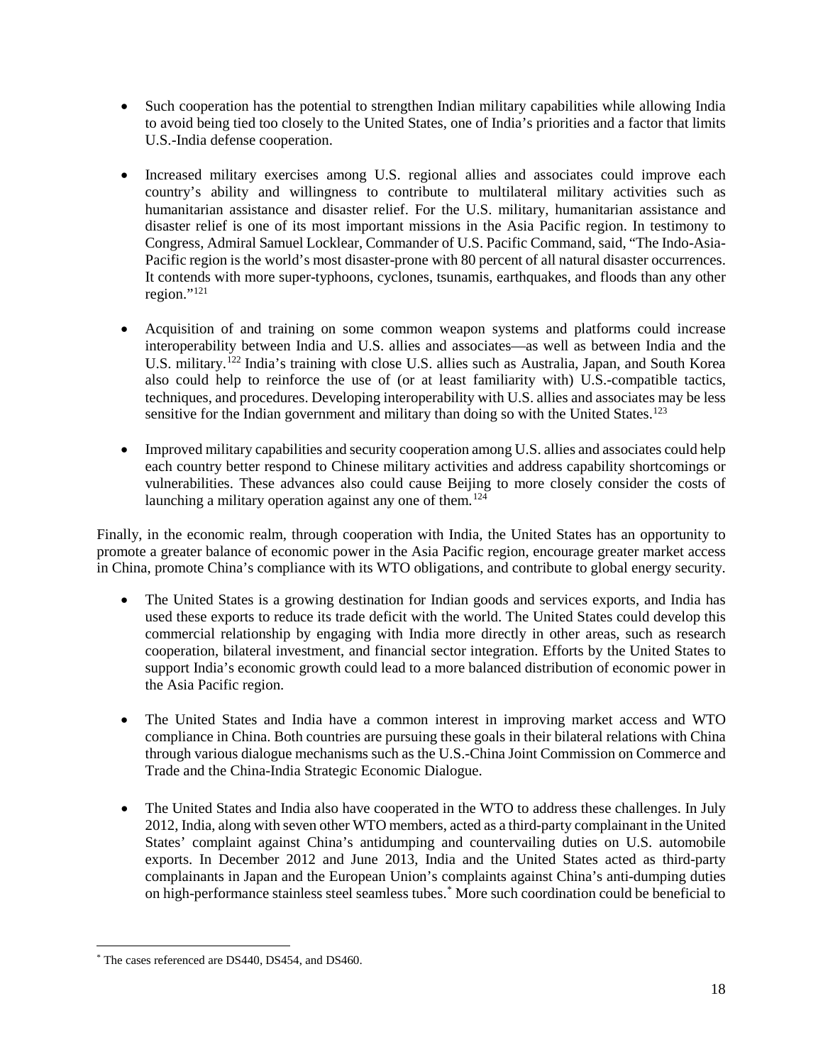- Such cooperation has the potential to strengthen Indian military capabilities while allowing India to avoid being tied too closely to the United States, one of India's priorities and a factor that limits U.S.-India defense cooperation.

- Increased military exercises among U.S. regional allies and associates could improve each country's ability and willingness to contribute to multilateral military activities such as humanitarian assistance and disaster relief. For the U.S. military, humanitarian assistance and disaster relief is one of its most important missions in the Asia Pacific region. In testimony to Congress, Admiral Samuel Locklear, Commander of U.S. Pacific Command, said, "The Indo-Asia-Pacific region is the world's most disaster-prone with 80 percent of all natural disaster occurrences. It contends with more super-typhoons, cyclones, tsunamis, earthquakes, and floods than any other region."[121]

- Acquisition of and training on some common weapon systems and platforms could increase interoperability between India and U.S. allies and associates—as well as between India and the U.S. military.[122] India's training with close U.S. allies such as Australia, Japan, and South Korea also could help to reinforce the use of (or at least familiarity with) U.S.-compatible tactics, techniques, and procedures. Developing interoperability with U.S. allies and associates may be less sensitive for the Indian government and military than doing so with the United States.[123]

- Improved military capabilities and security cooperation among U.S. allies and associates could help each country better respond to Chinese military activities and address capability shortcomings or vulnerabilities. These advances also could cause Beijing to more closely consider the costs of launching a military operation against any one of them.[124]

Finally, in the economic realm, through cooperation with India, the United States has an opportunity to promote a greater balance of economic power in the Asia Pacific region, encourage greater market access in China, promote China's compliance with its WTO obligations, and contribute to global energy security.

- The United States is a growing destination for Indian goods and services exports, and India has used these exports to reduce its trade deficit with the world. The United States could develop this commercial relationship by engaging with India more directly in other areas, such as research cooperation, bilateral investment, and financial sector integration. Efforts by the United States to support India's economic growth could lead to a more balanced distribution of economic power in the Asia Pacific region.

- The United States and India have a common interest in improving market access and WTO compliance in China. Both countries are pursuing these goals in their bilateral relations with China through various dialogue mechanisms such as the U.S.-China Joint Commission on Commerce and Trade and the China-India Strategic Economic Dialogue.

- The United States and India also have cooperated in the WTO to address these challenges. In July 2012, India, along with seven other WTO members, acted as a third-party complainant in the United States' complaint against China's antidumping and countervailing duties on U.S. automobile exports. In December 2012 and June 2013, India and the United States acted as third-party complainants in Japan and the European Union's complaints against China's anti-dumping duties on high-performance stainless steel seamless tubes.* More such coordination could be beneficial to

* The cases referenced are DS440, DS454, and DS460.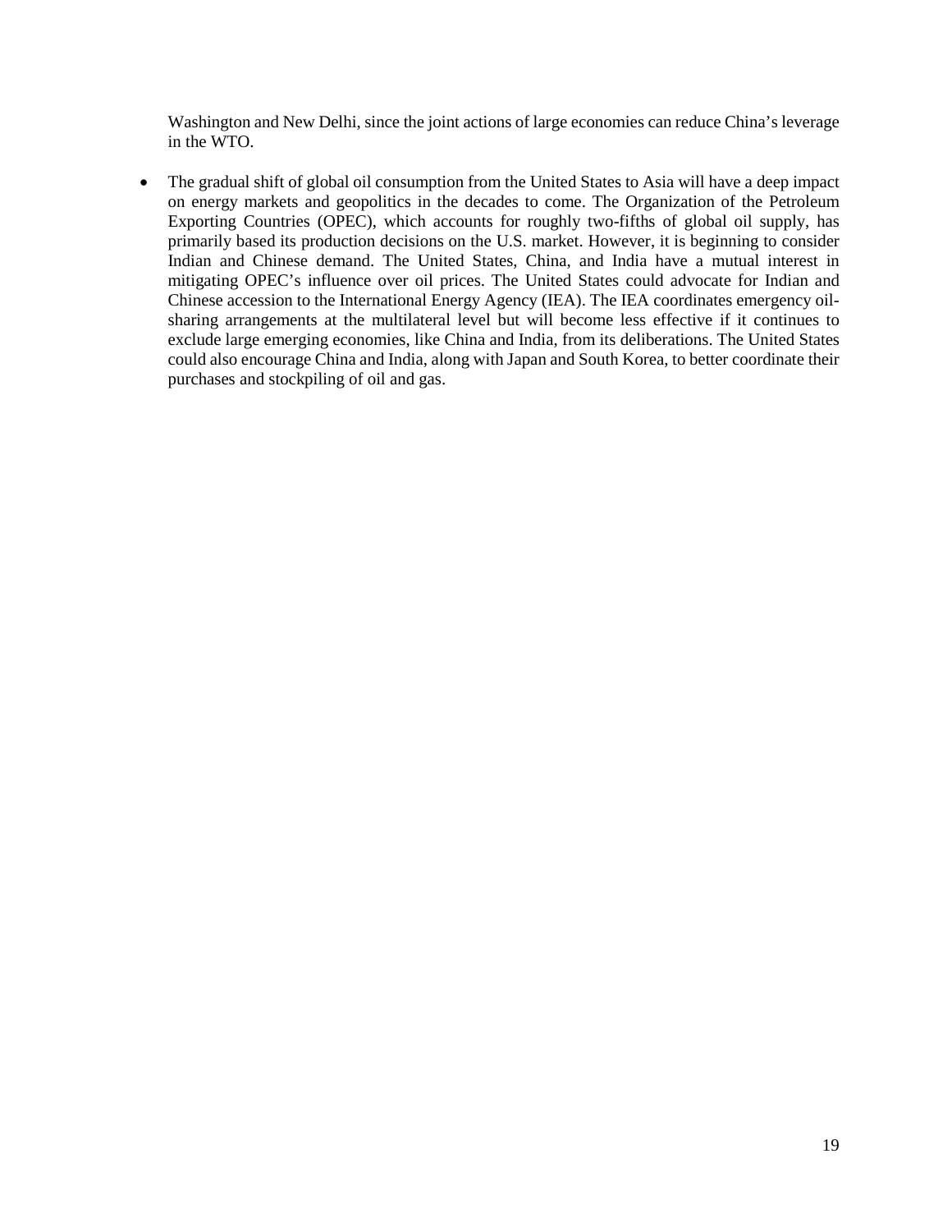Washington and New Delhi, since the joint actions of large economies can reduce China's leverage in the WTO.

- The gradual shift of global oil consumption from the United States to Asia will have a deep impact on energy markets and geopolitics in the decades to come. The Organization of the Petroleum Exporting Countries (OPEC), which accounts for roughly two-fifths of global oil supply, has primarily based its production decisions on the U.S. market. However, it is beginning to consider Indian and Chinese demand. The United States, China, and India have a mutual interest in mitigating OPEC's influence over oil prices. The United States could advocate for Indian and Chinese accession to the International Energy Agency (IEA). The IEA coordinates emergency oil-sharing arrangements at the multilateral level but will become less effective if it continues to exclude large emerging economies, like China and India, from its deliberations. The United States could also encourage China and India, along with Japan and South Korea, to better coordinate their purchases and stockpiling of oil and gas.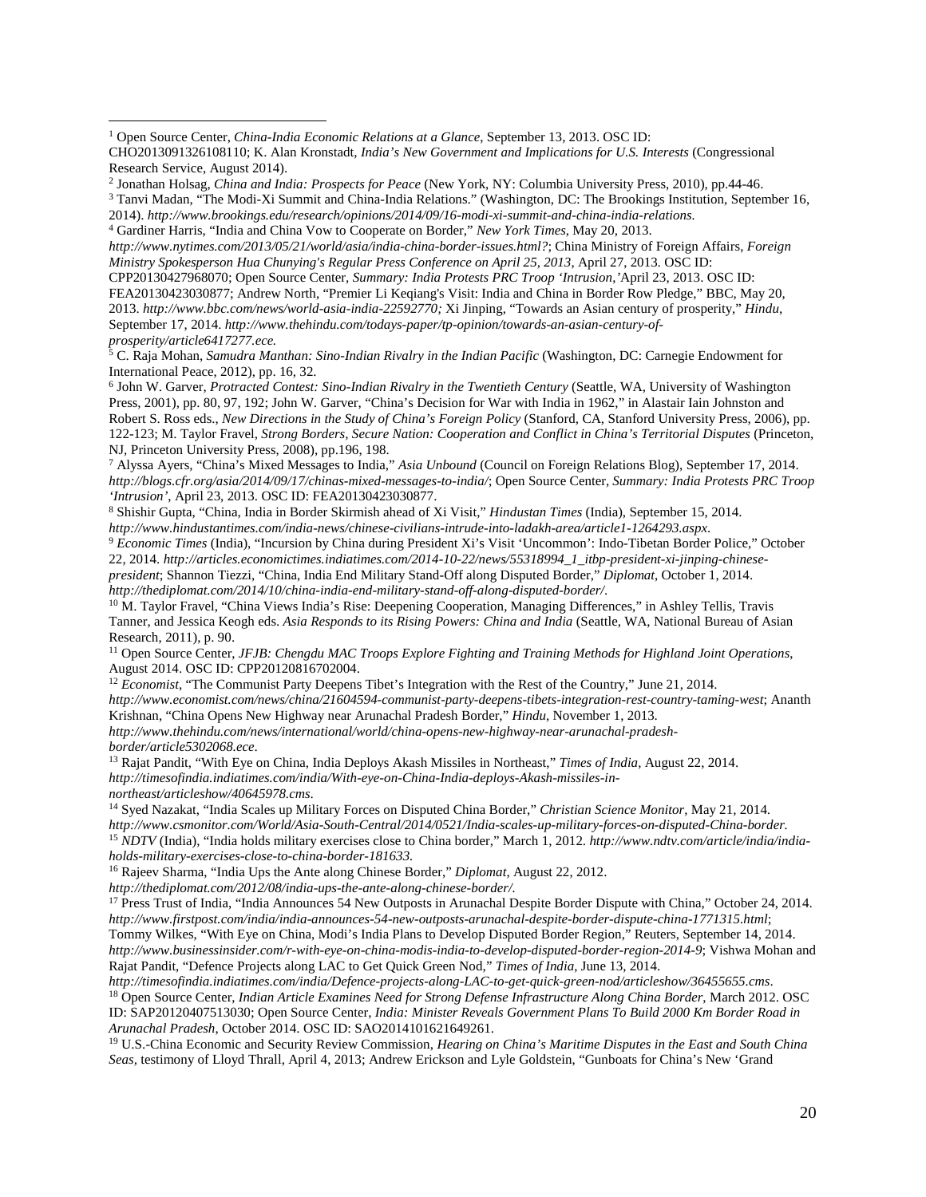[1] Open Source Center, *China-India Economic Relations at a Glance*, September 13, 2013. OSC ID: CHO2013091326108110; K. Alan Kronstadt, *India's New Government and Implications for U.S. Interests* (Congressional Research Service, August 2014).

[2] Jonathan Holsag, *China and India: Prospects for Peace* (New York, NY: Columbia University Press, 2010), pp.44-46.

[3] Tanvi Madan, "The Modi-Xi Summit and China-India Relations." (Washington, DC: The Brookings Institution, September 16, 2014). *http://www.brookings.edu/research/opinions/2014/09/16-modi-xi-summit-and-china-india-relations.*

[4] Gardiner Harris, "India and China Vow to Cooperate on Border," *New York Times*, May 20, 2013. *http://www.nytimes.com/2013/05/21/world/asia/india-china-border-issues.html?*; China Ministry of Foreign Affairs, *Foreign Ministry Spokesperson Hua Chunying's Regular Press Conference on April 25, 2013*, April 27, 2013. OSC ID: CPP20130427968070; Open Source Center, *Summary: India Protests PRC Troop 'Intrusion*,'April 23, 2013. OSC ID: FEA20130423030877; Andrew North, "Premier Li Keqiang's Visit: India and China in Border Row Pledge," BBC, May 20, 2013. *http://www.bbc.com/news/world-asia-india-22592770;* Xi Jinping, "Towards an Asian century of prosperity," *Hindu*, September 17, 2014. *http://www.thehindu.com/todays-paper/tp-opinion/towards-an-asian-century-of-prosperity/article6417277.ece.*

[5] C. Raja Mohan, *Samudra Manthan: Sino-Indian Rivalry in the Indian Pacific* (Washington, DC: Carnegie Endowment for International Peace, 2012), pp. 16, 32.

[6] John W. Garver, *Protracted Contest: Sino-Indian Rivalry in the Twentieth Century* (Seattle, WA, University of Washington Press, 2001), pp. 80, 97, 192; John W. Garver, "China's Decision for War with India in 1962," in Alastair Iain Johnston and Robert S. Ross eds., *New Directions in the Study of China's Foreign Policy* (Stanford, CA, Stanford University Press, 2006), pp. 122-123; M. Taylor Fravel, *Strong Borders, Secure Nation: Cooperation and Conflict in China's Territorial Disputes* (Princeton, NJ, Princeton University Press, 2008), pp.196, 198.

[7] Alyssa Ayers, "China's Mixed Messages to India," *Asia Unbound* (Council on Foreign Relations Blog), September 17, 2014. *http://blogs.cfr.org/asia/2014/09/17/chinas-mixed-messages-to-india/*; Open Source Center, *Summary: India Protests PRC Troop 'Intrusion'*, April 23, 2013. OSC ID: FEA20130423030877.

[8] Shishir Gupta, "China, India in Border Skirmish ahead of Xi Visit," *Hindustan Times* (India), September 15, 2014. *http://www.hindustantimes.com/india-news/chinese-civilians-intrude-into-ladakh-area/article1-1264293.aspx*.

[9] *Economic Times* (India), "Incursion by China during President Xi's Visit 'Uncommon': Indo-Tibetan Border Police," October 22, 2014. *http://articles.economictimes.indiatimes.com/2014-10-22/news/55318994_1_itbp-president-xi-jinping-chinese-president*; Shannon Tiezzi, "China, India End Military Stand-Off along Disputed Border," *Diplomat*, October 1, 2014. *http://thediplomat.com/2014/10/china-india-end-military-stand-off-along-disputed-border/*.

[10] M. Taylor Fravel, "China Views India's Rise: Deepening Cooperation, Managing Differences," in Ashley Tellis, Travis Tanner, and Jessica Keogh eds. *Asia Responds to its Rising Powers: China and India* (Seattle, WA, National Bureau of Asian Research, 2011), p. 90.

[11] Open Source Center, *JFJB: Chengdu MAC Troops Explore Fighting and Training Methods for Highland Joint Operations*, August 2014. OSC ID: CPP20120816702004.

[12] *Economist*, "The Communist Party Deepens Tibet's Integration with the Rest of the Country," June 21, 2014. *http://www.economist.com/news/china/21604594-communist-party-deepens-tibets-integration-rest-country-taming-west*; Ananth Krishnan, "China Opens New Highway near Arunachal Pradesh Border," *Hindu*, November 1, 2013. *http://www.thehindu.com/news/international/world/china-opens-new-highway-near-arunachal-pradesh-border/article5302068.ece*.

[13] Rajat Pandit, "With Eye on China, India Deploys Akash Missiles in Northeast," *Times of India*, August 22, 2014. *http://timesofindia.indiatimes.com/india/With-eye-on-China-India-deploys-Akash-missiles-in-northeast/articleshow/40645978.cms*.

[14] Syed Nazakat, "India Scales up Military Forces on Disputed China Border," *Christian Science Monitor*, May 21, 2014. *http://www.csmonitor.com/World/Asia-South-Central/2014/0521/India-scales-up-military-forces-on-disputed-China-border.*

[15] *NDTV* (India), "India holds military exercises close to China border," March 1, 2012. *http://www.ndtv.com/article/india/india-holds-military-exercises-close-to-china-border-181633*.

[16] Rajeev Sharma, "India Ups the Ante along Chinese Border," *Diplomat*, August 22, 2012. *http://thediplomat.com/2012/08/india-ups-the-ante-along-chinese-border/*.

[17] Press Trust of India, "India Announces 54 New Outposts in Arunachal Despite Border Dispute with China," October 24, 2014. *http://www.firstpost.com/india/india-announces-54-new-outposts-arunachal-despite-border-dispute-china-1771315.html*; Tommy Wilkes, "With Eye on China, Modi's India Plans to Develop Disputed Border Region," Reuters, September 14, 2014. *http://www.businessinsider.com/r-with-eye-on-china-modis-india-to-develop-disputed-border-region-2014-9*; Vishwa Mohan and Rajat Pandit, "Defence Projects along LAC to Get Quick Green Nod," *Times of India*, June 13, 2014. *http://timesofindia.indiatimes.com/india/Defence-projects-along-LAC-to-get-quick-green-nod/articleshow/36455655.cms*.

[18] Open Source Center, *Indian Article Examines Need for Strong Defense Infrastructure Along China Border*, March 2012. OSC ID: SAP20120407513030; Open Source Center, *India: Minister Reveals Government Plans To Build 2000 Km Border Road in Arunachal Pradesh*, October 2014. OSC ID: SAO2014101621649261.

[19] U.S.-China Economic and Security Review Commission, *Hearing on China's Maritime Disputes in the East and South China Seas*, testimony of Lloyd Thrall, April 4, 2013; Andrew Erickson and Lyle Goldstein, "Gunboats for China's New 'Grand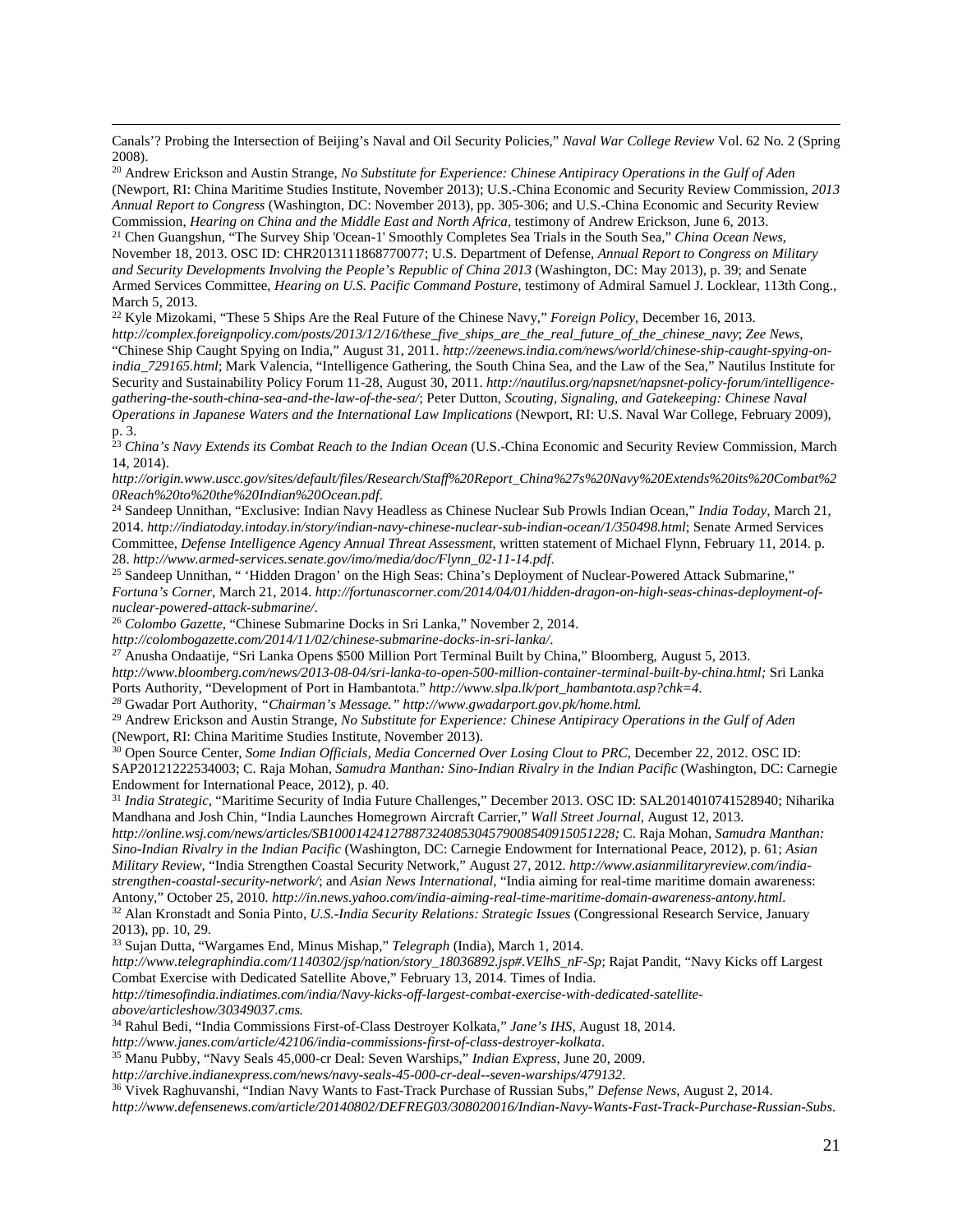Canals'? Probing the Intersection of Beijing's Naval and Oil Security Policies," *Naval War College Review* Vol. 62 No. 2 (Spring 2008).

[20] Andrew Erickson and Austin Strange, *No Substitute for Experience: Chinese Antipiracy Operations in the Gulf of Aden* (Newport, RI: China Maritime Studies Institute, November 2013); U.S.-China Economic and Security Review Commission, *2013 Annual Report to Congress* (Washington, DC: November 2013), pp. 305-306; and U.S.-China Economic and Security Review Commission, *Hearing on China and the Middle East and North Africa*, testimony of Andrew Erickson, June 6, 2013.

[21] Chen Guangshun, "The Survey Ship 'Ocean-1' Smoothly Completes Sea Trials in the South Sea," *China Ocean News*, November 18, 2013. OSC ID: CHR2013111868770077; U.S. Department of Defense, *Annual Report to Congress on Military and Security Developments Involving the People's Republic of China 2013* (Washington, DC: May 2013), p. 39; and Senate Armed Services Committee, *Hearing on U.S. Pacific Command Posture*, testimony of Admiral Samuel J. Locklear, 113th Cong., March 5, 2013.

[22] Kyle Mizokami, "These 5 Ships Are the Real Future of the Chinese Navy," *Foreign Policy*, December 16, 2013. *http://complex.foreignpolicy.com/posts/2013/12/16/these_five_ships_are_the_real_future_of_the_chinese_navy*; *Zee News*, "Chinese Ship Caught Spying on India," August 31, 2011. *http://zeenews.india.com/news/world/chinese-ship-caught-spying-on-india_729165.html*; Mark Valencia, "Intelligence Gathering, the South China Sea, and the Law of the Sea," Nautilus Institute for Security and Sustainability Policy Forum 11-28, August 30, 2011. *http://nautilus.org/napsnet/napsnet-policy-forum/intelligence-gathering-the-south-china-sea-and-the-law-of-the-sea/*; Peter Dutton, *Scouting, Signaling, and Gatekeeping: Chinese Naval Operations in Japanese Waters and the International Law Implications* (Newport, RI: U.S. Naval War College, February 2009), p. 3.

[23] *China's Navy Extends its Combat Reach to the Indian Ocean* (U.S.-China Economic and Security Review Commission, March 14, 2014). *http://origin.www.uscc.gov/sites/default/files/Research/Staff%20Report_China%27s%20Navy%20Extends%20its%20Combat%20Reach%20to%20the%20Indian%20Ocean.pdf*.

[24] Sandeep Unnithan, "Exclusive: Indian Navy Headless as Chinese Nuclear Sub Prowls Indian Ocean," *India Today*, March 21, 2014. *http://indiatoday.intoday.in/story/indian-navy-chinese-nuclear-sub-indian-ocean/1/350498.html*; Senate Armed Services Committee, *Defense Intelligence Agency Annual Threat Assessment*, written statement of Michael Flynn, February 11, 2014. p. 28. *http://www.armed-services.senate.gov/imo/media/doc/Flynn_02-11-14.pdf*.

[25] Sandeep Unnithan, " 'Hidden Dragon' on the High Seas: China's Deployment of Nuclear-Powered Attack Submarine," *Fortuna's Corner*, March 21, 2014. *http://fortunascorner.com/2014/04/01/hidden-dragon-on-high-seas-chinas-deployment-of-nuclear-powered-attack-submarine/*.

[26] *Colombo Gazette*, "Chinese Submarine Docks in Sri Lanka," November 2, 2014. *http://colombogazette.com/2014/11/02/chinese-submarine-docks-in-sri-lanka/*.

[27] Anusha Ondaatije, "Sri Lanka Opens $500 Million Port Terminal Built by China," Bloomberg, August 5, 2013. *http://www.bloomberg.com/news/2013-08-04/sri-lanka-to-open-500-million-container-terminal-built-by-china.html;* Sri Lanka Ports Authority, "Development of Port in Hambantota." *http://www.slpa.lk/port_hambantota.asp?chk=4*.

[28] Gwadar Port Authority, *"Chairman's Message." http://www.gwadarport.gov.pk/home.html.*

[29] Andrew Erickson and Austin Strange, *No Substitute for Experience: Chinese Antipiracy Operations in the Gulf of Aden* (Newport, RI: China Maritime Studies Institute, November 2013).

[30] Open Source Center, *Some Indian Officials, Media Concerned Over Losing Clout to PRC*, December 22, 2012. OSC ID: SAP20121222534003; C. Raja Mohan, *Samudra Manthan: Sino-Indian Rivalry in the Indian Pacific* (Washington, DC: Carnegie Endowment for International Peace, 2012), p. 40.

[31] *India Strategic*, "Maritime Security of India Future Challenges," December 2013. OSC ID: SAL2014010741528940; Niharika Mandhana and Josh Chin, "India Launches Homegrown Aircraft Carrier," *Wall Street Journal*, August 12, 2013. *http://online.wsj.com/news/articles/SB10001424127887324085304579008540915051228;* C. Raja Mohan, *Samudra Manthan: Sino-Indian Rivalry in the Indian Pacific* (Washington, DC: Carnegie Endowment for International Peace, 2012), p. 61; *Asian Military Review*, "India Strengthen Coastal Security Network," August 27, 2012. *http://www.asianmilitaryreview.com/india-strengthen-coastal-security-network/*; and *Asian News International*, "India aiming for real-time maritime domain awareness: Antony," October 25, 2010. *http://in.news.yahoo.com/india-aiming-real-time-maritime-domain-awareness-antony.html*.

[32] Alan Kronstadt and Sonia Pinto, *U.S.-India Security Relations: Strategic Issues* (Congressional Research Service, January 2013), pp. 10, 29.

[33] Sujan Dutta, "Wargames End, Minus Mishap," *Telegraph* (India), March 1, 2014. *http://www.telegraphindia.com/1140302/jsp/nation/story_18036892.jsp#.VElhS_nF-Sp*; Rajat Pandit, "Navy Kicks off Largest Combat Exercise with Dedicated Satellite Above," February 13, 2014. Times of India. *http://timesofindia.indiatimes.com/india/Navy-kicks-off-largest-combat-exercise-with-dedicated-satellite-above/articleshow/30349037.cms.*

[34] Rahul Bedi, "India Commissions First-of-Class Destroyer Kolkata," *Jane's IHS*, August 18, 2014. *http://www.janes.com/article/42106/india-commissions-first-of-class-destroyer-kolkata*.

[35] Manu Pubby, "Navy Seals 45,000-cr Deal: Seven Warships," *Indian Express*, June 20, 2009. *http://archive.indianexpress.com/news/navy-seals-45-000-cr-deal--seven-warships/479132*.

[36] Vivek Raghuvanshi, "Indian Navy Wants to Fast-Track Purchase of Russian Subs," *Defense News*, August 2, 2014. *http://www.defensenews.com/article/20140802/DEFREG03/308020016/Indian-Navy-Wants-Fast-Track-Purchase-Russian-Subs*.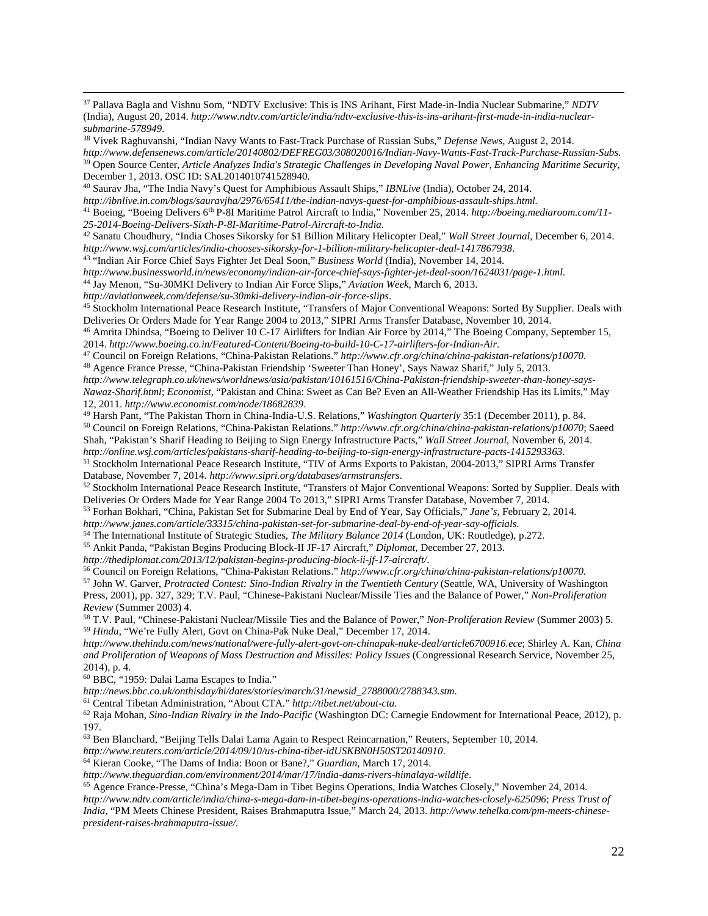[37] Pallava Bagla and Vishnu Som, "NDTV Exclusive: This is INS Arihant, First Made-in-India Nuclear Submarine," *NDTV* (India), August 20, 2014. *http://www.ndtv.com/article/india/ndtv-exclusive-this-is-ins-arihant-first-made-in-india-nuclear-submarine-578949*.

[38] Vivek Raghuvanshi, "Indian Navy Wants to Fast-Track Purchase of Russian Subs," *Defense News*, August 2, 2014. *http://www.defensenews.com/article/20140802/DEFREG03/308020016/Indian-Navy-Wants-Fast-Track-Purchase-Russian-Subs*.

[39] Open Source Center, *Article Analyzes India's Strategic Challenges in Developing Naval Power, Enhancing Maritime Security*, December 1, 2013. OSC ID: SAL2014010741528940.

[40] Saurav Jha, "The India Navy's Quest for Amphibious Assault Ships," *IBNLive* (India), October 24, 2014. *http://ibnlive.in.com/blogs/sauravjha/2976/65411/the-indian-navys-quest-for-amphibious-assault-ships.html*.

[41] Boeing, "Boeing Delivers 6th P-8I Maritime Patrol Aircraft to India," November 25, 2014. *http://boeing.mediaroom.com/11-25-2014-Boeing-Delivers-Sixth-P-8I-Maritime-Patrol-Aircraft-to-India*.

[42] Sanatu Choudhury, "India Choses Sikorsky for $1 Billion Military Helicopter Deal," *Wall Street Journal*, December 6, 2014. *http://www.wsj.com/articles/india-chooses-sikorsky-for-1-billion-military-helicopter-deal-1417867938*.

[43] "Indian Air Force Chief Says Fighter Jet Deal Soon," *Business World* (India), November 14, 2014. *http://www.businessworld.in/news/economy/indian-air-force-chief-says-fighter-jet-deal-soon/1624031/page-1.html*.

[44] Jay Menon, "Su-30MKI Delivery to Indian Air Force Slips," *Aviation Week*, March 6, 2013. *http://aviationweek.com/defense/su-30mki-delivery-indian-air-force-slips*.

[45] Stockholm International Peace Research Institute, "Transfers of Major Conventional Weapons: Sorted By Supplier. Deals with Deliveries Or Orders Made for Year Range 2004 to 2013," SIPRI Arms Transfer Database, November 10, 2014.

[46] Amrita Dhindsa, "Boeing to Deliver 10 C-17 Airlifters for Indian Air Force by 2014," The Boeing Company, September 15, 2014. *http://www.boeing.co.in/Featured-Content/Boeing-to-build-10-C-17-airlifters-for-Indian-Air*.

[47] Council on Foreign Relations, "China-Pakistan Relations." *http://www.cfr.org/china/china-pakistan-relations/p10070*.

[48] Agence France Presse, "China-Pakistan Friendship 'Sweeter Than Honey', Says Nawaz Sharif," July 5, 2013. *http://www.telegraph.co.uk/news/worldnews/asia/pakistan/10161516/China-Pakistan-friendship-sweeter-than-honey-says-Nawaz-Sharif.html*; *Economist*, "Pakistan and China: Sweet as Can Be? Even an All-Weather Friendship Has its Limits," May 12, 2011. *http://www.economist.com/node/18682839*.

[49] Harsh Pant, "The Pakistan Thorn in China-India-U.S. Relations," *Washington Quarterly* 35:1 (December 2011), p. 84.

[50] Council on Foreign Relations, "China-Pakistan Relations." *http://www.cfr.org/china/china-pakistan-relations/p10070*; Saeed Shah, "Pakistan's Sharif Heading to Beijing to Sign Energy Infrastructure Pacts," *Wall Street Journal*, November 6, 2014. *http://online.wsj.com/articles/pakistans-sharif-heading-to-beijing-to-sign-energy-infrastructure-pacts-1415293363*.

[51] Stockholm International Peace Research Institute, "TIV of Arms Exports to Pakistan, 2004-2013," SIPRI Arms Transfer Database, November 7, 2014. *http://www.sipri.org/databases/armstransfers*.

[52] Stockholm International Peace Research Institute, "Transfers of Major Conventional Weapons: Sorted by Supplier. Deals with Deliveries Or Orders Made for Year Range 2004 To 2013," SIPRI Arms Transfer Database, November 7, 2014.

[53] Forhan Bokhari, "China, Pakistan Set for Submarine Deal by End of Year, Say Officials," *Jane's*, February 2, 2014. *http://www.janes.com/article/33315/china-pakistan-set-for-submarine-deal-by-end-of-year-say-officials*.

[54] The International Institute of Strategic Studies, *The Military Balance 2014* (London, UK: Routledge), p.272.

[55] Ankit Panda, "Pakistan Begins Producing Block-II JF-17 Aircraft," *Diplomat*, December 27, 2013. *http://thediplomat.com/2013/12/pakistan-begins-producing-block-ii-jf-17-aircraft/*.

[56] Council on Foreign Relations, "China-Pakistan Relations." *http://www.cfr.org/china/china-pakistan-relations/p10070*.

[57] John W. Garver, *Protracted Contest: Sino-Indian Rivalry in the Twentieth Century* (Seattle, WA, University of Washington Press, 2001), pp. 327, 329; T.V. Paul, "Chinese-Pakistani Nuclear/Missile Ties and the Balance of Power," *Non-Proliferation Review* (Summer 2003) 4.

[58] T.V. Paul, "Chinese-Pakistani Nuclear/Missile Ties and the Balance of Power," *Non-Proliferation Review* (Summer 2003) 5.

[59] *Hindu*, "We're Fully Alert, Govt on China-Pak Nuke Deal," December 17, 2014. *http://www.thehindu.com/news/national/were-fully-alert-govt-on-chinapak-nuke-deal/article6700916.ece*; Shirley A. Kan, *China and Proliferation of Weapons of Mass Destruction and Missiles: Policy Issues* (Congressional Research Service, November 25, 2014), p. 4.

[60] BBC, "1959: Dalai Lama Escapes to India." *http://news.bbc.co.uk/onthisday/hi/dates/stories/march/31/newsid_2788000/2788343.stm*.

[61] Central Tibetan Administration, "About CTA." *http://tibet.net/about-cta*.

[62] Raja Mohan, *Sino-Indian Rivalry in the Indo-Pacific* (Washington DC: Carnegie Endowment for International Peace, 2012), p. 197.

[63] Ben Blanchard, "Beijing Tells Dalai Lama Again to Respect Reincarnation," Reuters, September 10, 2014. *http://www.reuters.com/article/2014/09/10/us-china-tibet-idUSKBN0H50ST20140910*.

[64] Kieran Cooke, "The Dams of India: Boon or Bane?," *Guardian*, March 17, 2014. *http://www.theguardian.com/environment/2014/mar/17/india-dams-rivers-himalaya-wildlife*.

[65] Agence France-Presse, "China's Mega-Dam in Tibet Begins Operations, India Watches Closely," November 24, 2014. *http://www.ndtv.com/article/india/china-s-mega-dam-in-tibet-begins-operations-india-watches-closely-625096*; *Press Trust of India*, "PM Meets Chinese President, Raises Brahmaputra Issue," March 24, 2013. *http://www.tehelka.com/pm-meets-chinese-president-raises-brahmaputra-issue/*.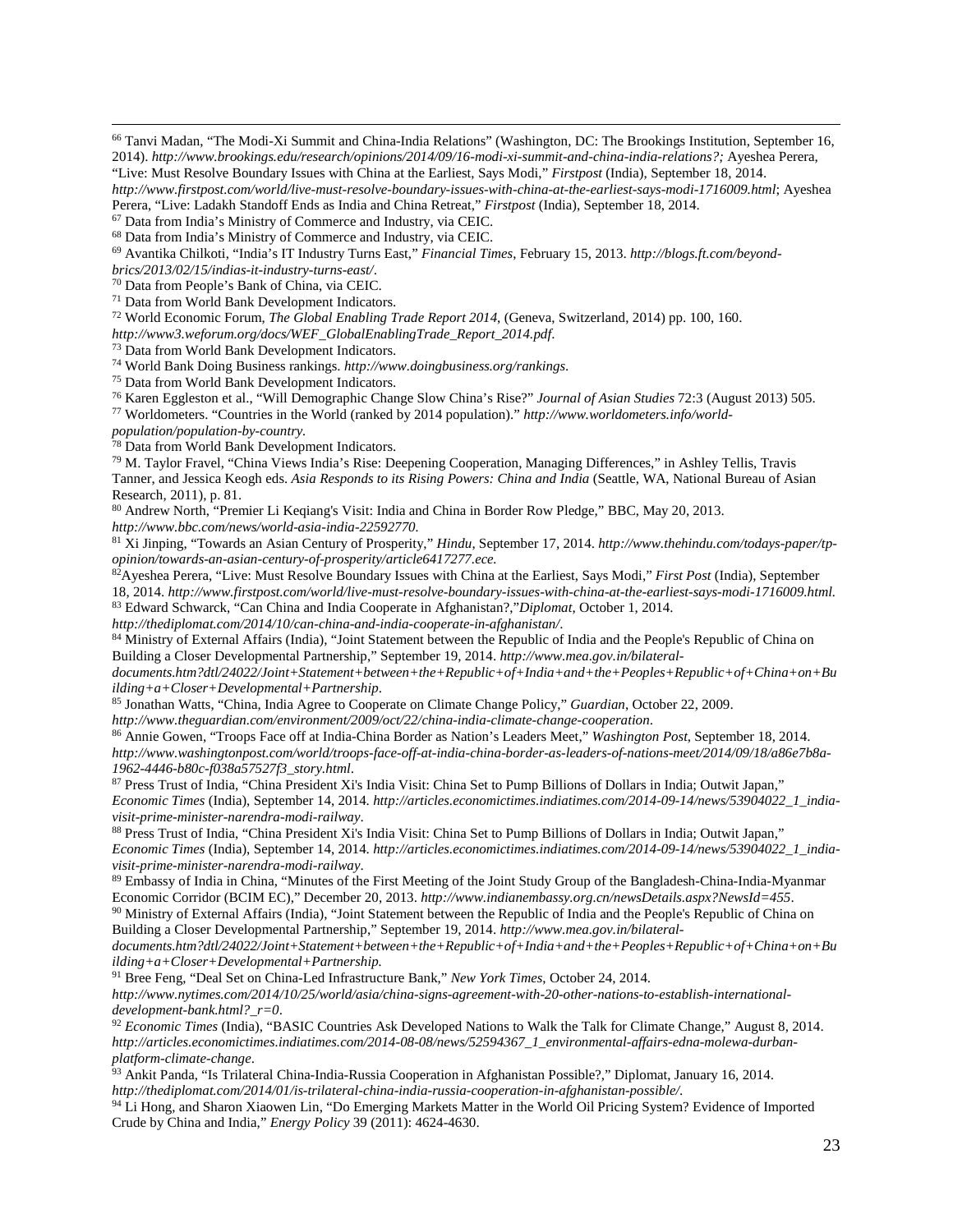[66] Tanvi Madan, "The Modi-Xi Summit and China-India Relations" (Washington, DC: The Brookings Institution, September 16, 2014). *http://www.brookings.edu/research/opinions/2014/09/16-modi-xi-summit-and-china-india-relations?;* Ayeshea Perera, "Live: Must Resolve Boundary Issues with China at the Earliest, Says Modi," *Firstpost* (India), September 18, 2014. *http://www.firstpost.com/world/live-must-resolve-boundary-issues-with-china-at-the-earliest-says-modi-1716009.html*; Ayeshea Perera, "Live: Ladakh Standoff Ends as India and China Retreat," *Firstpost* (India), September 18, 2014.

[67] Data from India's Ministry of Commerce and Industry, via CEIC.

[68] Data from India's Ministry of Commerce and Industry, via CEIC.

[69] Avantika Chilkoti, "India's IT Industry Turns East," *Financial Times*, February 15, 2013. *http://blogs.ft.com/beyond-brics/2013/02/15/indias-it-industry-turns-east/*.

[70] Data from People's Bank of China, via CEIC.

[71] Data from World Bank Development Indicators.

[72] World Economic Forum, *The Global Enabling Trade Report 2014*, (Geneva, Switzerland, 2014) pp. 100, 160. *http://www3.weforum.org/docs/WEF_GlobalEnablingTrade_Report_2014.pdf*.

[73] Data from World Bank Development Indicators.

[74] World Bank Doing Business rankings. *http://www.doingbusiness.org/rankings*.

[75] Data from World Bank Development Indicators.

[76] Karen Eggleston et al., "Will Demographic Change Slow China's Rise?" *Journal of Asian Studies* 72:3 (August 2013) 505.

[77] Worldometers. "Countries in the World (ranked by 2014 population)." *http://www.worldometers.info/world-population/population-by-country.*

[78] Data from World Bank Development Indicators.

[79] M. Taylor Fravel, "China Views India's Rise: Deepening Cooperation, Managing Differences," in Ashley Tellis, Travis Tanner, and Jessica Keogh eds. *Asia Responds to its Rising Powers: China and India* (Seattle, WA, National Bureau of Asian Research, 2011), p. 81.

[80] Andrew North, "Premier Li Keqiang's Visit: India and China in Border Row Pledge," BBC, May 20, 2013. *http://www.bbc.com/news/world-asia-india-22592770.*

[81] Xi Jinping, "Towards an Asian Century of Prosperity," *Hindu*, September 17, 2014. *http://www.thehindu.com/todays-paper/tp-opinion/towards-an-asian-century-of-prosperity/article6417277.ece.*

[82] Ayeshea Perera, "Live: Must Resolve Boundary Issues with China at the Earliest, Says Modi," *First Post* (India), September 18, 2014. *http://www.firstpost.com/world/live-must-resolve-boundary-issues-with-china-at-the-earliest-says-modi-1716009.html.*

[83] Edward Schwarck, "Can China and India Cooperate in Afghanistan?,"*Diplomat*, October 1, 2014. *http://thediplomat.com/2014/10/can-china-and-india-cooperate-in-afghanistan/*.

[84] Ministry of External Affairs (India), "Joint Statement between the Republic of India and the People's Republic of China on Building a Closer Developmental Partnership," September 19, 2014. *http://www.mea.gov.in/bilateral-documents.htm?dtl/24022/Joint+Statement+between+the+Republic+of+India+and+the+Peoples+Republic+of+China+on+Building+a+Closer+Developmental+Partnership*.

[85] Jonathan Watts, "China, India Agree to Cooperate on Climate Change Policy," *Guardian*, October 22, 2009. *http://www.theguardian.com/environment/2009/oct/22/china-india-climate-change-cooperation*.

[86] Annie Gowen, "Troops Face off at India-China Border as Nation's Leaders Meet," *Washington Post*, September 18, 2014. *http://www.washingtonpost.com/world/troops-face-off-at-india-china-border-as-leaders-of-nations-meet/2014/09/18/a86e7b8a-1962-4446-b80c-f038a57527f3_story.html*.

[87] Press Trust of India, "China President Xi's India Visit: China Set to Pump Billions of Dollars in India; Outwit Japan," *Economic Times* (India), September 14, 2014. *http://articles.economictimes.indiatimes.com/2014-09-14/news/53904022_1_india-visit-prime-minister-narendra-modi-railway*.

[88] Press Trust of India, "China President Xi's India Visit: China Set to Pump Billions of Dollars in India; Outwit Japan," *Economic Times* (India), September 14, 2014. *http://articles.economictimes.indiatimes.com/2014-09-14/news/53904022_1_india-visit-prime-minister-narendra-modi-railway*.

[89] Embassy of India in China, "Minutes of the First Meeting of the Joint Study Group of the Bangladesh-China-India-Myanmar Economic Corridor (BCIM EC)," December 20, 2013. *http://www.indianembassy.org.cn/newsDetails.aspx?NewsId=455*.

[90] Ministry of External Affairs (India), "Joint Statement between the Republic of India and the People's Republic of China on Building a Closer Developmental Partnership," September 19, 2014. *http://www.mea.gov.in/bilateral-documents.htm?dtl/24022/Joint+Statement+between+the+Republic+of+India+and+the+Peoples+Republic+of+China+on+Building+a+Closer+Developmental+Partnership.*

[91] Bree Feng, "Deal Set on China-Led Infrastructure Bank," *New York Times*, October 24, 2014. *http://www.nytimes.com/2014/10/25/world/asia/china-signs-agreement-with-20-other-nations-to-establish-international-development-bank.html?_r=0*.

[92] *Economic Times* (India), "BASIC Countries Ask Developed Nations to Walk the Talk for Climate Change," August 8, 2014. *http://articles.economictimes.indiatimes.com/2014-08-08/news/52594367_1_environmental-affairs-edna-molewa-durban-platform-climate-change*.

[93] Ankit Panda, "Is Trilateral China-India-Russia Cooperation in Afghanistan Possible?," Diplomat, January 16, 2014. *http://thediplomat.com/2014/01/is-trilateral-china-india-russia-cooperation-in-afghanistan-possible/*.

[94] Li Hong, and Sharon Xiaowen Lin, "Do Emerging Markets Matter in the World Oil Pricing System? Evidence of Imported Crude by China and India," *Energy Policy* 39 (2011): 4624-4630.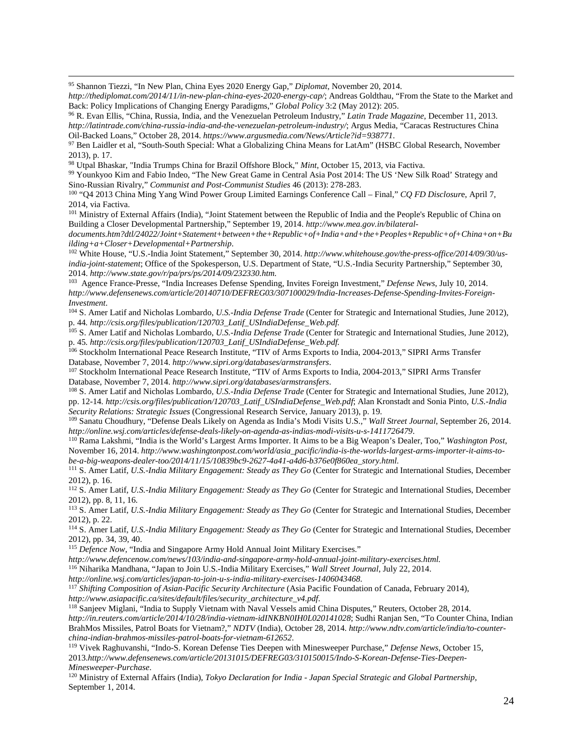[95] Shannon Tiezzi, "In New Plan, China Eyes 2020 Energy Gap," *Diplomat*, November 20, 2014. *http://thediplomat.com/2014/11/in-new-plan-china-eyes-2020-energy-gap/*; Andreas Goldthau, "From the State to the Market and Back: Policy Implications of Changing Energy Paradigms," *Global Policy* 3:2 (May 2012): 205.

[96] R. Evan Ellis, "China, Russia, India, and the Venezuelan Petroleum Industry," *Latin Trade Magazine*, December 11, 2013. *http://latintrade.com/china-russia-india-and-the-venezuelan-petroleum-industry/*; Argus Media, "Caracas Restructures China Oil-Backed Loans," October 28, 2014. *https://www.argusmedia.com/News/Article?id=938771*.

[97] Ben Laidler et al, "South-South Special: What a Globalizing China Means for LatAm" (HSBC Global Research, November 2013), p. 17.

[98] Utpal Bhaskar, "India Trumps China for Brazil Offshore Block," *Mint*, October 15, 2013, via Factiva.

[99] Younkyoo Kim and Fabio Indeo, "The New Great Game in Central Asia Post 2014: The US 'New Silk Road' Strategy and Sino-Russian Rivalry," *Communist and Post-Communist Studies* 46 (2013): 278-283.

[100] "Q4 2013 China Ming Yang Wind Power Group Limited Earnings Conference Call – Final," *CQ FD Disclosure*, April 7, 2014, via Factiva.

[101] Ministry of External Affairs (India), "Joint Statement between the Republic of India and the People's Republic of China on Building a Closer Developmental Partnership," September 19, 2014. *http://www.mea.gov.in/bilateral-documents.htm?dtl/24022/Joint+Statement+between+the+Republic+of+India+and+the+Peoples+Republic+of+China+on+Building+a+Closer+Developmental+Partnership*.

[102] White House, "U.S.-India Joint Statement," September 30, 2014. *http://www.whitehouse.gov/the-press-office/2014/09/30/us-india-joint-statement*; Office of the Spokesperson, U.S. Department of State, "U.S.-India Security Partnership," September 30, 2014. *http://www.state.gov/r/pa/prs/ps/2014/09/232330.htm*.

[103] Agence France-Presse, "India Increases Defense Spending, Invites Foreign Investment," *Defense News*, July 10, 2014. *http://www.defensenews.com/article/20140710/DEFREG03/307100029/India-Increases-Defense-Spending-Invites-Foreign-Investment*.

[104] S. Amer Latif and Nicholas Lombardo, *U.S.-India Defense Trade* (Center for Strategic and International Studies, June 2012), p. 44. *http://csis.org/files/publication/120703_Latif_USIndiaDefense_Web.pdf.*

[105] S. Amer Latif and Nicholas Lombardo, *U.S.-India Defense Trade* (Center for Strategic and International Studies, June 2012), p. 45. *http://csis.org/files/publication/120703_Latif_USIndiaDefense_Web.pdf.*

[106] Stockholm International Peace Research Institute, "TIV of Arms Exports to India, 2004-2013," SIPRI Arms Transfer Database, November 7, 2014. *http://www.sipri.org/databases/armstransfers*.

[107] Stockholm International Peace Research Institute, "TIV of Arms Exports to India, 2004-2013," SIPRI Arms Transfer Database, November 7, 2014. *http://www.sipri.org/databases/armstransfers*.

[108] S. Amer Latif and Nicholas Lombardo, *U.S.-India Defense Trade* (Center for Strategic and International Studies, June 2012), pp. 12-14. *http://csis.org/files/publication/120703_Latif_USIndiaDefense_Web.pdf*; Alan Kronstadt and Sonia Pinto, *U.S.-India Security Relations: Strategic Issues* (Congressional Research Service, January 2013), p. 19.

[109] Sanatu Choudhury, "Defense Deals Likely on Agenda as India's Modi Visits U.S.," *Wall Street Journal*, September 26, 2014. *http://online.wsj.com/articles/defense-deals-likely-on-agenda-as-indias-modi-visits-u-s-1411726479*.

[110] Rama Lakshmi, "India is the World's Largest Arms Importer. It Aims to be a Big Weapon's Dealer, Too," *Washington Post*, November 16, 2014. *http://www.washingtonpost.com/world/asia_pacific/india-is-the-worlds-largest-arms-importer-it-aims-to-be-a-big-weapons-dealer-too/2014/11/15/10839bc9-2627-4a41-a4d6-b376e0f860ea_story.html*.

[111] S. Amer Latif, *U.S.-India Military Engagement: Steady as They Go* (Center for Strategic and International Studies, December 2012), p. 16.

[112] S. Amer Latif, *U.S.-India Military Engagement: Steady as They Go* (Center for Strategic and International Studies, December 2012), pp. 8, 11, 16.

[113] S. Amer Latif, *U.S.-India Military Engagement: Steady as They Go* (Center for Strategic and International Studies, December 2012), p. 22.

[114] S. Amer Latif, *U.S.-India Military Engagement: Steady as They Go* (Center for Strategic and International Studies, December 2012), pp. 34, 39, 40.

[115] *Defence Now*, "India and Singapore Army Hold Annual Joint Military Exercises." *http://www.defencenow.com/news/103/india-and-singapore-army-hold-annual-joint-military-exercises.html.*

[116] Niharika Mandhana, "Japan to Join U.S.-India Military Exercises," *Wall Street Journal*, July 22, 2014. *http://online.wsj.com/articles/japan-to-join-u-s-india-military-exercises-1406043468*.

[117] *Shifting Composition of Asian-Pacific Security Architecture* (Asia Pacific Foundation of Canada, February 2014), *http://www.asiapacific.ca/sites/default/files/security_architecture_v4.pdf*.

[118] Sanjeev Miglani, "India to Supply Vietnam with Naval Vessels amid China Disputes," Reuters, October 28, 2014. *http://in.reuters.com/article/2014/10/28/india-vietnam-idINKBN0IH0L020141028*; Sudhi Ranjan Sen, "To Counter China, Indian BrahMos Missiles, Patrol Boats for Vietnam?," *NDTV* (India), October 28, 2014. *http://www.ndtv.com/article/india/to-counter-china-indian-brahmos-missiles-patrol-boats-for-vietnam-612652*.

[119] Vivek Raghuvanshi, "Indo-S. Korean Defense Ties Deepen with Minesweeper Purchase," *Defense News*, October 15, 2013.*http://www.defensenews.com/article/20131015/DEFREG03/310150015/Indo-S-Korean-Defense-Ties-Deepen-Minesweeper-Purchase*.

[120] Ministry of External Affairs (India), *Tokyo Declaration for India - Japan Special Strategic and Global Partnership*, September 1, 2014.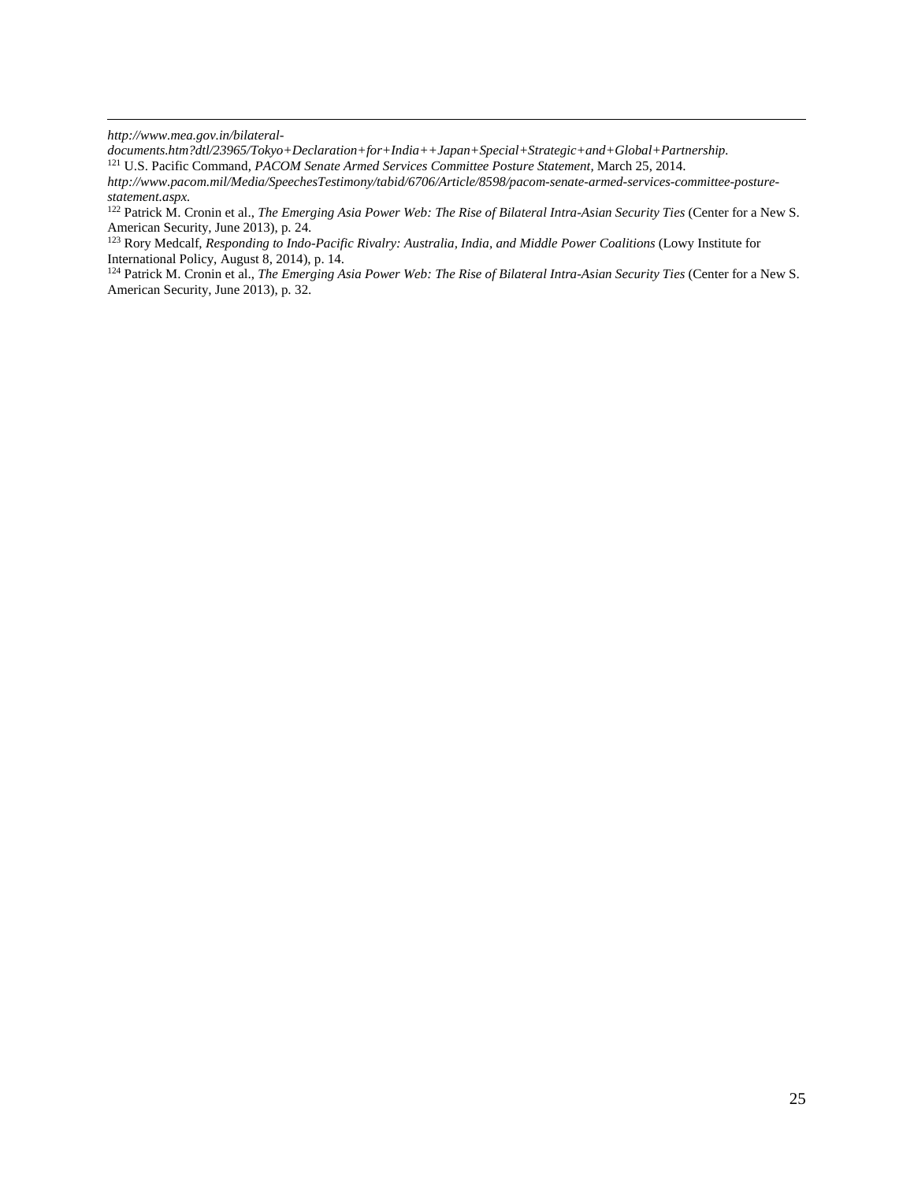---

*http://www.mea.gov.in/bilateral-documents.htm?dtl/23965/Tokyo+Declaration+for+India++Japan+Special+Strategic+and+Global+Partnership.*

[121] U.S. Pacific Command, *PACOM Senate Armed Services Committee Posture Statement*, March 25, 2014. *http://www.pacom.mil/Media/SpeechesTestimony/tabid/6706/Article/8598/pacom-senate-armed-services-committee-posture-statement.aspx.*

[122] Patrick M. Cronin et al., *The Emerging Asia Power Web: The Rise of Bilateral Intra-Asian Security Ties* (Center for a New S. American Security, June 2013), p. 24.

[123] Rory Medcalf, *Responding to Indo-Pacific Rivalry: Australia, India, and Middle Power Coalitions* (Lowy Institute for International Policy, August 8, 2014), p. 14.

[124] Patrick M. Cronin et al., *The Emerging Asia Power Web: The Rise of Bilateral Intra-Asian Security Ties* (Center for a New S. American Security, June 2013), p. 32.